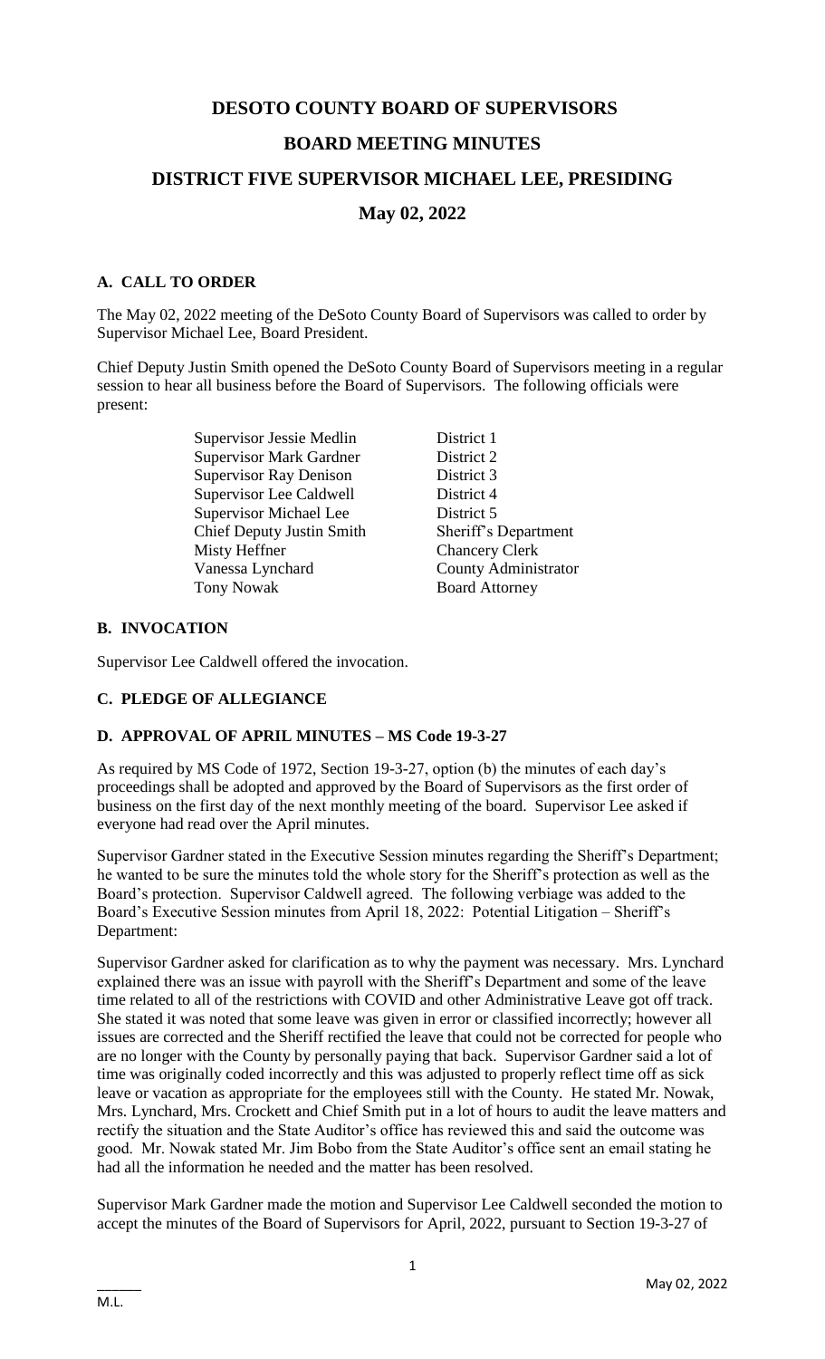# DESOTO COUNTY BOARD OF SUPERVISORS

# BOARD MEETING MINUTES

# DISTRICT FIVE SUPERVISOR MICHAEL LEE, PRESIDING

## May 02, 2022

### A. CALL TO ORDER

The May 02, 2022 meeting of the DeSoto County Board of Supervisors was called to order by Supervisor Michael Lee, Board President.

Chief Deputy Justin Smith opened the DeSoto County Board of Supervisors meeting in a regular session to hear all business before the Board of Supervisors. The following officials were present:

| | |
|---|---|
| Supervisor Jessie Medlin | District 1 |
| Supervisor Mark Gardner | District 2 |
| Supervisor Ray Denison | District 3 |
| Supervisor Lee Caldwell | District 4 |
| Supervisor Michael Lee | District 5 |
| Chief Deputy Justin Smith | Sheriff's Department |
| Misty Heffner | Chancery Clerk |
| Vanessa Lynchard | County Administrator |
| Tony Nowak | Board Attorney |

### B. INVOCATION

Supervisor Lee Caldwell offered the invocation.

### C. PLEDGE OF ALLEGIANCE

### D. APPROVAL OF APRIL MINUTES – MS Code 19-3-27

As required by MS Code of 1972, Section 19-3-27, option (b) the minutes of each day's proceedings shall be adopted and approved by the Board of Supervisors as the first order of business on the first day of the next monthly meeting of the board. Supervisor Lee asked if everyone had read over the April minutes.

Supervisor Gardner stated in the Executive Session minutes regarding the Sheriff's Department; he wanted to be sure the minutes told the whole story for the Sheriff's protection as well as the Board's protection. Supervisor Caldwell agreed. The following verbiage was added to the Board's Executive Session minutes from April 18, 2022: Potential Litigation – Sheriff's Department:

Supervisor Gardner asked for clarification as to why the payment was necessary. Mrs. Lynchard explained there was an issue with payroll with the Sheriff's Department and some of the leave time related to all of the restrictions with COVID and other Administrative Leave got off track. She stated it was noted that some leave was given in error or classified incorrectly; however all issues are corrected and the Sheriff rectified the leave that could not be corrected for people who are no longer with the County by personally paying that back. Supervisor Gardner said a lot of time was originally coded incorrectly and this was adjusted to properly reflect time off as sick leave or vacation as appropriate for the employees still with the County. He stated Mr. Nowak, Mrs. Lynchard, Mrs. Crockett and Chief Smith put in a lot of hours to audit the leave matters and rectify the situation and the State Auditor's office has reviewed this and said the outcome was good. Mr. Nowak stated Mr. Jim Bobo from the State Auditor's office sent an email stating he had all the information he needed and the matter has been resolved.

Supervisor Mark Gardner made the motion and Supervisor Lee Caldwell seconded the motion to accept the minutes of the Board of Supervisors for April, 2022, pursuant to Section 19-3-27 of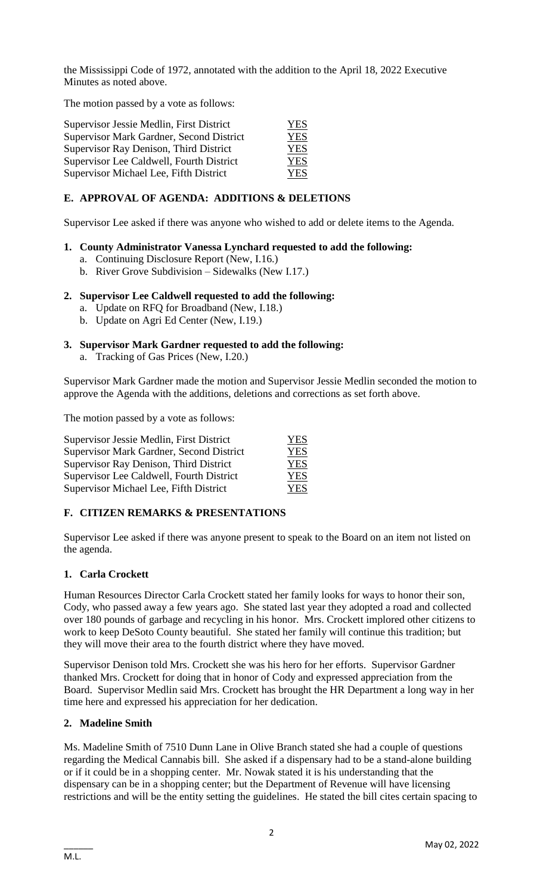the Mississippi Code of 1972, annotated with the addition to the April 18, 2022 Executive Minutes as noted above.

The motion passed by a vote as follows:

| | |
|---|---|
| Supervisor Jessie Medlin, First District | YES |
| Supervisor Mark Gardner, Second District | YES |
| Supervisor Ray Denison, Third District | YES |
| Supervisor Lee Caldwell, Fourth District | YES |
| Supervisor Michael Lee, Fifth District | YES |

## E. APPROVAL OF AGENDA: ADDITIONS & DELETIONS

Supervisor Lee asked if there was anyone who wished to add or delete items to the Agenda.

### 1. County Administrator Vanessa Lynchard requested to add the following:

a. Continuing Disclosure Report (New, I.16.)
b. River Grove Subdivision – Sidewalks (New I.17.)

### 2. Supervisor Lee Caldwell requested to add the following:

a. Update on RFQ for Broadband (New, I.18.)
b. Update on Agri Ed Center (New, I.19.)

### 3. Supervisor Mark Gardner requested to add the following:

a. Tracking of Gas Prices (New, I.20.)

Supervisor Mark Gardner made the motion and Supervisor Jessie Medlin seconded the motion to approve the Agenda with the additions, deletions and corrections as set forth above.

The motion passed by a vote as follows:

| | |
|---|---|
| Supervisor Jessie Medlin, First District | YES |
| Supervisor Mark Gardner, Second District | YES |
| Supervisor Ray Denison, Third District | YES |
| Supervisor Lee Caldwell, Fourth District | YES |
| Supervisor Michael Lee, Fifth District | YES |

## F. CITIZEN REMARKS & PRESENTATIONS

Supervisor Lee asked if there was anyone present to speak to the Board on an item not listed on the agenda.

### 1. Carla Crockett

Human Resources Director Carla Crockett stated her family looks for ways to honor their son, Cody, who passed away a few years ago. She stated last year they adopted a road and collected over 180 pounds of garbage and recycling in his honor. Mrs. Crockett implored other citizens to work to keep DeSoto County beautiful. She stated her family will continue this tradition; but they will move their area to the fourth district where they have moved.

Supervisor Denison told Mrs. Crockett she was his hero for her efforts. Supervisor Gardner thanked Mrs. Crockett for doing that in honor of Cody and expressed appreciation from the Board. Supervisor Medlin said Mrs. Crockett has brought the HR Department a long way in her time here and expressed his appreciation for her dedication.

### 2. Madeline Smith

Ms. Madeline Smith of 7510 Dunn Lane in Olive Branch stated she had a couple of questions regarding the Medical Cannabis bill. She asked if a dispensary had to be a stand-alone building or if it could be in a shopping center. Mr. Nowak stated it is his understanding that the dispensary can be in a shopping center; but the Department of Revenue will have licensing restrictions and will be the entity setting the guidelines. He stated the bill cites certain spacing to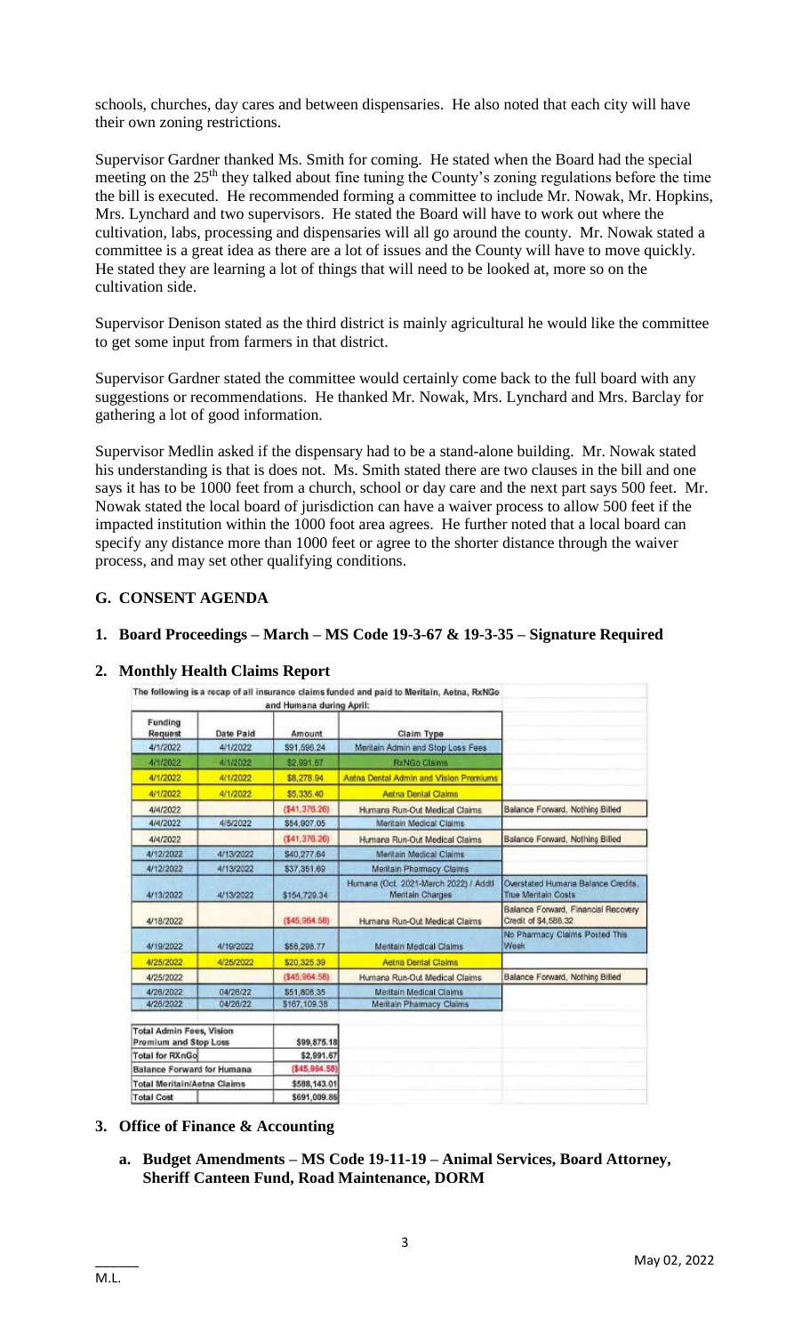schools, churches, day cares and between dispensaries. He also noted that each city will have their own zoning restrictions.

Supervisor Gardner thanked Ms. Smith for coming. He stated when the Board had the special meeting on the 25th they talked about fine tuning the County's zoning regulations before the time the bill is executed. He recommended forming a committee to include Mr. Nowak, Mr. Hopkins, Mrs. Lynchard and two supervisors. He stated the Board will have to work out where the cultivation, labs, processing and dispensaries will all go around the county. Mr. Nowak stated a committee is a great idea as there are a lot of issues and the County will have to move quickly. He stated they are learning a lot of things that will need to be looked at, more so on the cultivation side.

Supervisor Denison stated as the third district is mainly agricultural he would like the committee to get some input from farmers in that district.

Supervisor Gardner stated the committee would certainly come back to the full board with any suggestions or recommendations. He thanked Mr. Nowak, Mrs. Lynchard and Mrs. Barclay for gathering a lot of good information.

Supervisor Medlin asked if the dispensary had to be a stand-alone building. Mr. Nowak stated his understanding is that is does not. Ms. Smith stated there are two clauses in the bill and one says it has to be 1000 feet from a church, school or day care and the next part says 500 feet. Mr. Nowak stated the local board of jurisdiction can have a waiver process to allow 500 feet if the impacted institution within the 1000 foot area agrees. He further noted that a local board can specify any distance more than 1000 feet or agree to the shorter distance through the waiver process, and may set other qualifying conditions.

## G. CONSENT AGENDA

### 1. Board Proceedings – March – MS Code 19-3-67 & 19-3-35 – Signature Required

### 2. Monthly Health Claims Report

The following is a recap of all insurance claims funded and paid to Meritain, Aetna, RxNGo and Humana during April:

| Funding Request | Date Paid | Amount | Claim Type | |
|---|---|---|---|---|
| 4/1/2022 | 4/1/2022 | $91,596.24 | Meritain Admin and Stop Loss Fees | |
| 4/1/2022 | 4/1/2022 | $2,991.67 | RxNGo Claims | |
| 4/1/2022 | 4/1/2022 | $8,278.94 | Aetna Dental Admin and Vision Premiums | |
| 4/1/2022 | 4/1/2022 | $5,335.40 | Aetna Dental Claims | |
| 4/4/2022 | | ($41,376.26) | Humana Run-Out Medical Claims | Balance Forward, Nothing Billed |
| 4/4/2022 | 4/5/2022 | $54,907.05 | Meritain Medical Claims | |
| 4/4/2022 | | ($41,376.26) | Humana Run-Out Medical Claims | Balance Forward, Nothing Billed |
| 4/12/2022 | 4/13/2022 | $40,277.64 | Meritain Medical Claims | |
| 4/12/2022 | 4/13/2022 | $37,351.69 | Meritain Pharmacy Claims | |
| 4/13/2022 | 4/13/2022 | $154,729.34 | Humana (Oct. 2021-March 2022) / Addtl Meritain Charges | Overstated Humana Balance Credits, True Meritain Costs |
| 4/18/2022 | | ($45,964.58) | Humana Run-Out Medical Claims | Balance Forward, Financial Recovery Credit of $4,588.32 |
| 4/19/2022 | 4/19/2022 | $56,298.77 | Meritain Medical Claims | No Pharmacy Claims Posted This Week |
| 4/25/2022 | 4/25/2022 | $20,325.39 | Aetna Dental Claims | |
| 4/25/2022 | | ($45,964.58) | Humana Run-Out Medical Claims | Balance Forward, Nothing Billed |
| 4/26/2022 | 04/26/22 | $51,808.35 | Meritain Medical Claims | |
| 4/26/2022 | 04/26/22 | $167,109.38 | Meritain Pharmacy Claims | |

| | |
|---|---|
| Total Admin Fees, Vision Premium and Stop Loss | $99,875.18 |
| Total for RXnGo | $2,991.67 |
| Balance Forward for Humana | ($45,964.58) |
| Total Meritain/Aetna Claims | $588,143.01 |
| Total Cost | $691,009.86 |

### 3. Office of Finance & Accounting

**a. Budget Amendments – MS Code 19-11-19 – Animal Services, Board Attorney, Sheriff Canteen Fund, Road Maintenance, DORM**

M.L.

May 02, 2022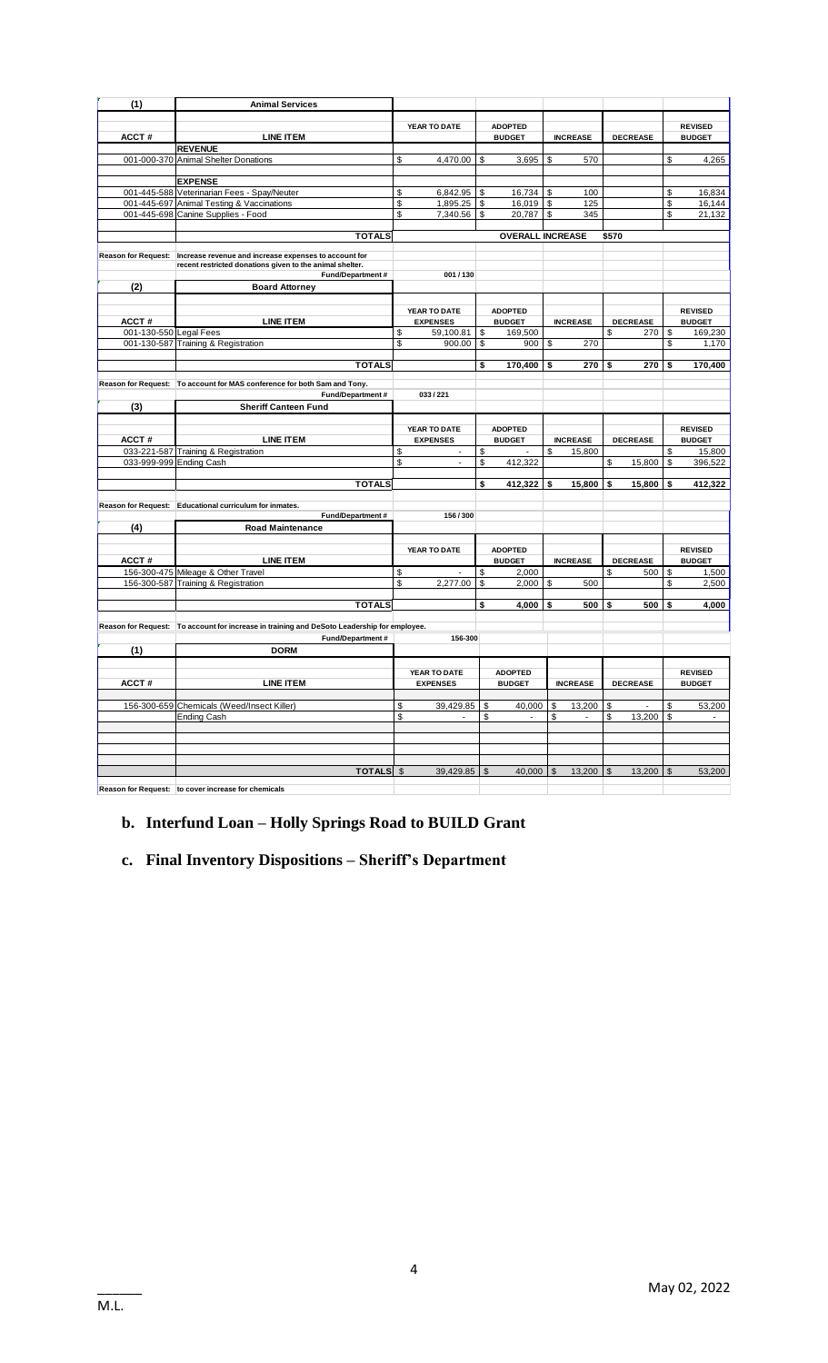| (1) | Animal Services | | | | | |
|---|---|---|---|---|---|---|
| ACCT # | LINE ITEM | YEAR TO DATE | ADOPTED BUDGET | INCREASE | DECREASE | REVISED BUDGET |
| | **REVENUE** | | | | | |
| 001-000-370 | Animal Shelter Donations | $ 4,470.00 | $ 3,695 | $ 570 | | $ 4,265 |
| | **EXPENSE** | | | | | |
| 001-445-588 | Veterinarian Fees - Spay/Neuter | $ 6,842.95 | $ 16,734 | $ 100 | | $ 16,834 |
| 001-445-697 | Animal Testing & Vaccinations | $ 1,895.25 | $ 16,019 | $ 125 | | $ 16,144 |
| 001-445-698 | Canine Supplies - Food | $ 7,340.56 | $ 20,787 | $ 345 | | $ 21,132 |
| | **TOTALS** | | **OVERALL INCREASE** | | $570 | |
| Reason for Request: | Increase revenue and increase expenses to account for recent restricted donations given to the animal shelter. | | | | | |
| | Fund/Department # | 001 / 130 | | | | |

| (2) | Board Attorney | | | | | |
|---|---|---|---|---|---|---|
| ACCT # | LINE ITEM | YEAR TO DATE EXPENSES | ADOPTED BUDGET | INCREASE | DECREASE | REVISED BUDGET |
| 001-130-550 | Legal Fees | $ 59,100.81 | $ 169,500 | | $ 270 | $ 169,230 |
| 001-130-587 | Training & Registration | $ 900.00 | $ 900 | $ 270 | | $ 1,170 |
| | **TOTALS** | | **$ 170,400** | **$ 270** | **$ 270** | **$ 170,400** |
| Reason for Request: | To account for MAS conference for both Sam and Tony. | | | | | |
| | Fund/Department # | 033 / 221 | | | | |

| (3) | Sheriff Canteen Fund | | | | | |
|---|---|---|---|---|---|---|
| ACCT # | LINE ITEM | YEAR TO DATE EXPENSES | ADOPTED BUDGET | INCREASE | DECREASE | REVISED BUDGET |
| 033-221-587 | Training & Registration | $ - | $ - | $ 15,800 | | $ 15,800 |
| 033-999-999 | Ending Cash | $ - | $ 412,322 | | $ 15,800 | $ 396,522 |
| | **TOTALS** | | **$ 412,322** | **$ 15,800** | **$ 15,800** | **$ 412,322** |
| Reason for Request: | Educational curriculum for inmates. | | | | | |
| | Fund/Department # | 156 / 300 | | | | |

| (4) | Road Maintenance | | | | | |
|---|---|---|---|---|---|---|
| ACCT # | LINE ITEM | YEAR TO DATE | ADOPTED BUDGET | INCREASE | DECREASE | REVISED BUDGET |
| 156-300-475 | Mileage & Other Travel | $ - | $ 2,000 | | $ 500 | $ 1,500 |
| 156-300-587 | Training & Registration | $ 2,277.00 | $ 2,000 | $ 500 | | $ 2,500 |
| | **TOTALS** | | **$ 4,000** | **$ 500** | **$ 500** | **$ 4,000** |
| Reason for Request: | To account for increase in training and DeSoto Leadership for employee. | | | | | |
| | Fund/Department # | 156-300 | | | | |

| (1) | DORM | | | | | |
|---|---|---|---|---|---|---|
| ACCT # | LINE ITEM | YEAR TO DATE EXPENSES | ADOPTED BUDGET | INCREASE | DECREASE | REVISED BUDGET |
| 156-300-659 | Chemicals (Weed/Insect Killer) | $ 39,429.85 | $ 40,000 | $ 13,200 | $ - | $ 53,200 |
| | Ending Cash | $ - | $ - | $ - | $ 13,200 | $ - |
| | **TOTALS** | $ 39,429.85 | $ 40,000 | $ 13,200 | $ 13,200 | $ 53,200 |
| Reason for Request: | to cover increase for chemicals | | | | | |

**b. Interfund Loan – Holly Springs Road to BUILD Grant**

**c. Final Inventory Dispositions – Sheriff's Department**

______
M.L.

May 02, 2022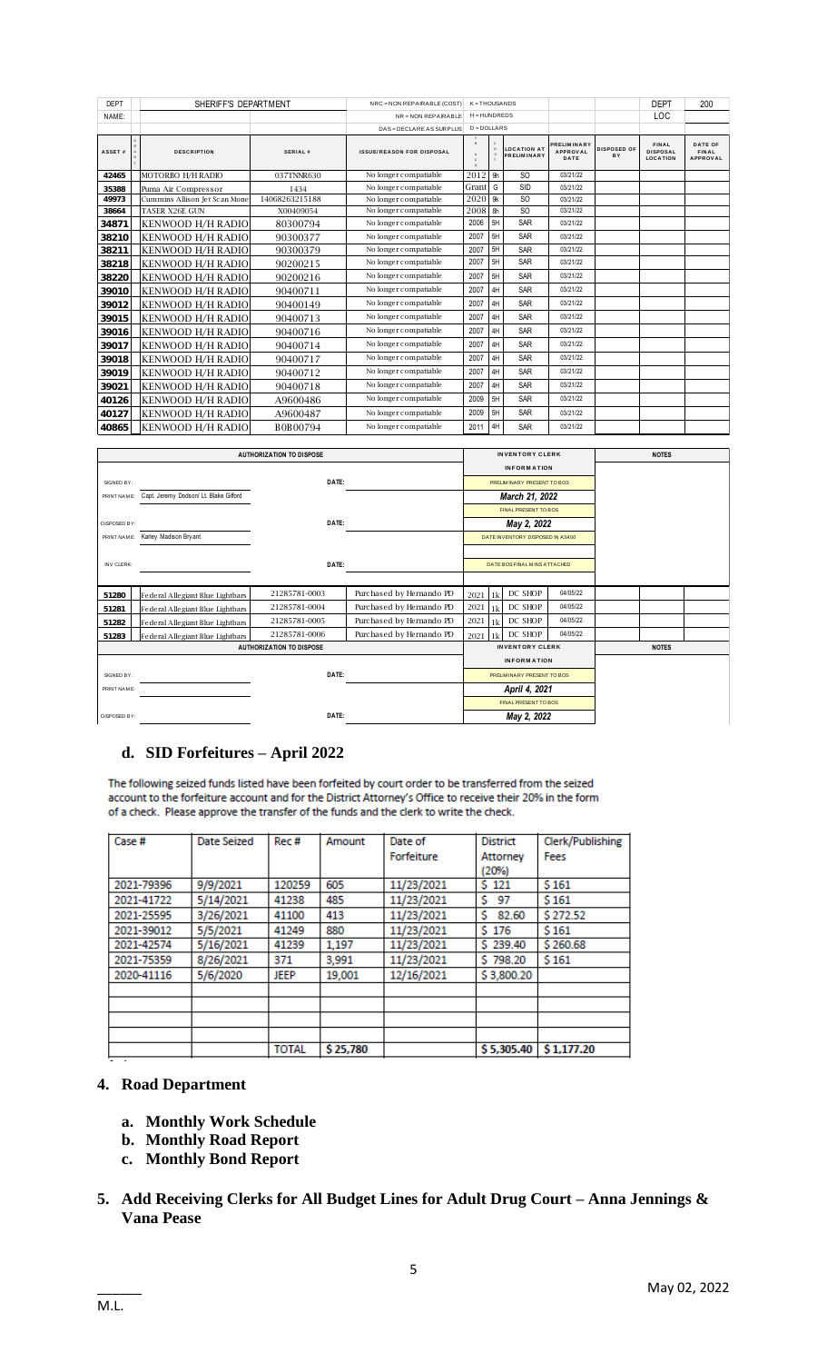| DEPT NAME: | SHERIFF'S DEPARTMENT | | NRC = NON REPAIRABLE (COST) | K = THOUSANDS | | | | | DEPT LOC | 200 |
|---|---|---|---|---|---|---|---|---|---|---|
| | | | NR = NON REPAIRABLE | H = HUNDREDS | | | | | | |
| | | | DAS = DECLARE AS SURPLUS | D = DOLLARS | | | | | | |
| ASSET # | DESCRIPTION | SERIAL # | ISSUE/REASON FOR DISPOSAL | | | LOCATION AT PRELIMINARY | PRELIMINARY APPROVAL DATE | DISPOSED OF BY | FINAL DISPOSAL LOCATION | DATE OF FINAL APPROVAL |
| 42465 | MOTORBO H/H RADIO | 037TNNR630 | No longer compatiable | 2012 | 9h | SO | 03/21/22 | | | |
| 35388 | Puma Air Compressor | 1434 | No longer compatiable | Grant | G | SID | 03/21/22 | | | |
| 49973 | Cummins Allison Jet Scan Mone | 14068263215188 | No longer compatiable | 2020 | 9k | SO | 03/21/22 | | | |
| 38664 | TASER X26E GUN | X00409054 | No longer compatiable | 2008 | 8h | SO | 03/21/22 | | | |
| 34871 | KENWOOD H/H RADIO | 80300794 | No longer compatiable | 2006 | 5H | SAR | 03/21/22 | | | |
| 38210 | KENWOOD H/H RADIO | 90300377 | No longer compatiable | 2007 | 5H | SAR | 03/21/22 | | | |
| 38211 | KENWOOD H/H RADIO | 90300379 | No longer compatiable | 2007 | 5H | SAR | 03/21/22 | | | |
| 38218 | KENWOOD H/H RADIO | 90200215 | No longer compatiable | 2007 | 5H | SAR | 03/21/22 | | | |
| 38220 | KENWOOD H/H RADIO | 90200216 | No longer compatiable | 2007 | 5H | SAR | 03/21/22 | | | |
| 39010 | KENWOOD H/H RADIO | 90400711 | No longer compatiable | 2007 | 4H | SAR | 03/21/22 | | | |
| 39012 | KENWOOD H/H RADIO | 90400149 | No longer compatiable | 2007 | 4H | SAR | 03/21/22 | | | |
| 39015 | KENWOOD H/H RADIO | 90400713 | No longer compatiable | 2007 | 4H | SAR | 03/21/22 | | | |
| 39016 | KENWOOD H/H RADIO | 90400716 | No longer compatiable | 2007 | 4H | SAR | 03/21/22 | | | |
| 39017 | KENWOOD H/H RADIO | 90400714 | No longer compatiable | 2007 | 4H | SAR | 03/21/22 | | | |
| 39018 | KENWOOD H/H RADIO | 90400717 | No longer compatiable | 2007 | 4H | SAR | 03/21/22 | | | |
| 39019 | KENWOOD H/H RADIO | 90400712 | No longer compatiable | 2007 | 4H | SAR | 03/21/22 | | | |
| 39021 | KENWOOD H/H RADIO | 90400718 | No longer compatiable | 2007 | 4H | SAR | 03/21/22 | | | |
| 40126 | KENWOOD H/H RADIO | A9600486 | No longer compatiable | 2009 | 5H | SAR | 03/21/22 | | | |
| 40127 | KENWOOD H/H RADIO | A9600487 | No longer compatiable | 2009 | 5H | SAR | 03/21/22 | | | |
| 40865 | KENWOOD H/H RADIO | B0B00794 | No longer compatiable | 2011 | 4H | SAR | 03/21/22 | | | |

| AUTHORIZATION TO DISPOSE | | INVENTORY CLERK INFORMATION | NOTES |
|---|---|---|---|
| SIGNED BY: | DATE: | PRELIMINARY PRESENT TO BOS | |
| PRINT NAME: Capt. Jeremy Dodson/ Lt. Blake Gifford | | *March 21, 2022* | |
| | | FINAL PRESENT TO BOS | |
| DISPOSED BY: | DATE: | *May 2, 2022* | |
| PRINT NAME: Karley Madison Bryant | | DATE INVENTORY DISPOSED IN AS400 | |
| INV CLERK: | DATE: | DATE BOS FINAL MINS ATTACHED | |

| ASSET # | DESCRIPTION | SERIAL # | ISSUE/REASON | | | LOCATION | DATE |
|---|---|---|---|---|---|---|---|
| 51280 | Federal Allegiant Blue Lightbars | 21285781-0003 | Purchased by Hernando PD | 2021 | 1k | DC SHOP | 04/05/22 |
| 51281 | Federal Allegiant Blue Lightbars | 21285781-0004 | Purchased by Hernando PD | 2021 | 1k | DC SHOP | 04/05/22 |
| 51282 | Federal Allegiant Blue Lightbars | 21285781-0005 | Purchased by Hernando PD | 2021 | 1k | DC SHOP | 04/05/22 |
| 51283 | Federal Allegiant Blue Lightbars | 21285781-0006 | Purchased by Hernando PD | 2021 | 1k | DC SHOP | 04/05/22 |

| AUTHORIZATION TO DISPOSE | | INVENTORY CLERK INFORMATION | NOTES |
|---|---|---|---|
| SIGNED BY: | DATE: | PRELIMINARY PRESENT TO BOS | |
| PRINT NAME: | | *April 4, 2021* | |
| | | FINAL PRESENT TO BOS | |
| DISPOSED BY: | DATE: | *May 2, 2022* | |

### d. SID Forfeitures – April 2022

The following seized funds listed have been forfeited by court order to be transferred from the seized account to the forfeiture account and for the District Attorney's Office to receive their 20% in the form of a check. Please approve the transfer of the funds and the clerk to write the check.

| Case # | Date Seized | Rec # | Amount | Date of Forfeiture | District Attorney (20%) | Clerk/Publishing Fees |
|---|---|---|---|---|---|---|
| 2021-79396 | 9/9/2021 | 120259 | 605 | 11/23/2021 | $ 121 | $ 161 |
| 2021-41722 | 5/14/2021 | 41238 | 485 | 11/23/2021 | $ 97 | $ 161 |
| 2021-25595 | 3/26/2021 | 41100 | 413 | 11/23/2021 | $ 82.60 | $ 272.52 |
| 2021-39012 | 5/5/2021 | 41249 | 880 | 11/23/2021 | $ 176 | $ 161 |
| 2021-42574 | 5/16/2021 | 41239 | 1,197 | 11/23/2021 | $ 239.40 | $ 260.68 |
| 2021-75359 | 8/26/2021 | 371 | 3,991 | 11/23/2021 | $ 798.20 | $ 161 |
| 2020-41116 | 5/6/2020 | JEEP | 19,001 | 12/16/2021 | $ 3,800.20 | |
| | | | | | | |
| | | TOTAL | $ 25,780 | | $ 5,305.40 | $ 1,177.20 |

## 4. Road Department

- **a. Monthly Work Schedule**
- **b. Monthly Road Report**
- **c. Monthly Bond Report**

## 5. Add Receiving Clerks for All Budget Lines for Adult Drug Court – Anna Jennings & Vana Pease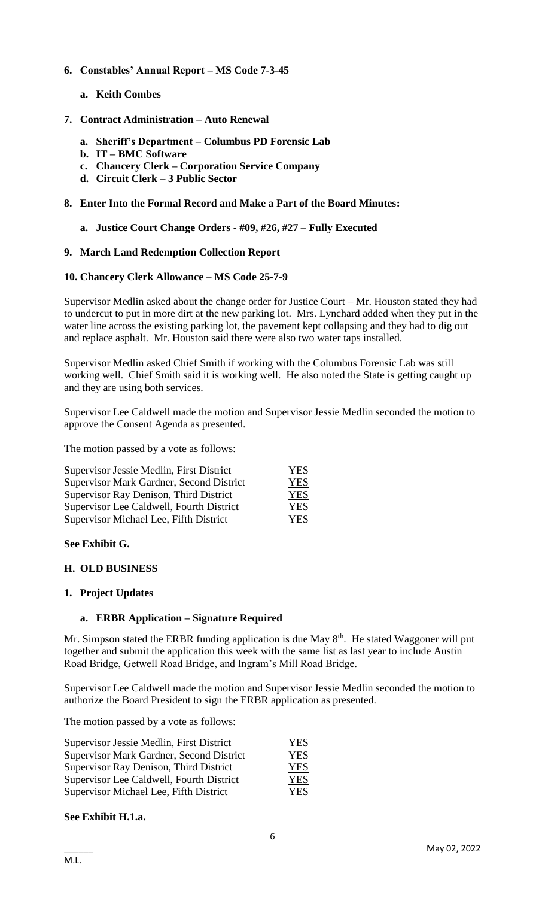**6. Constables' Annual Report – MS Code 7-3-45**

   **a. Keith Combes**

**7. Contract Administration – Auto Renewal**

   **a. Sheriff's Department – Columbus PD Forensic Lab**
   **b. IT – BMC Software**
   **c. Chancery Clerk – Corporation Service Company**
   **d. Circuit Clerk – 3 Public Sector**

**8. Enter Into the Formal Record and Make a Part of the Board Minutes:**

   **a. Justice Court Change Orders - #09, #26, #27 – Fully Executed**

**9. March Land Redemption Collection Report**

**10. Chancery Clerk Allowance – MS Code 25-7-9**

Supervisor Medlin asked about the change order for Justice Court – Mr. Houston stated they had to undercut to put in more dirt at the new parking lot. Mrs. Lynchard added when they put in the water line across the existing parking lot, the pavement kept collapsing and they had to dig out and replace asphalt. Mr. Houston said there were also two water taps installed.

Supervisor Medlin asked Chief Smith if working with the Columbus Forensic Lab was still working well. Chief Smith said it is working well. He also noted the State is getting caught up and they are using both services.

Supervisor Lee Caldwell made the motion and Supervisor Jessie Medlin seconded the motion to approve the Consent Agenda as presented.

The motion passed by a vote as follows:

| | |
|---|---|
| Supervisor Jessie Medlin, First District | YES |
| Supervisor Mark Gardner, Second District | YES |
| Supervisor Ray Denison, Third District | YES |
| Supervisor Lee Caldwell, Fourth District | YES |
| Supervisor Michael Lee, Fifth District | YES |

**See Exhibit G.**

**H. OLD BUSINESS**

**1. Project Updates**

   **a. ERBR Application – Signature Required**

Mr. Simpson stated the ERBR funding application is due May 8th. He stated Waggoner will put together and submit the application this week with the same list as last year to include Austin Road Bridge, Getwell Road Bridge, and Ingram's Mill Road Bridge.

Supervisor Lee Caldwell made the motion and Supervisor Jessie Medlin seconded the motion to authorize the Board President to sign the ERBR application as presented.

The motion passed by a vote as follows:

| | |
|---|---|
| Supervisor Jessie Medlin, First District | YES |
| Supervisor Mark Gardner, Second District | YES |
| Supervisor Ray Denison, Third District | YES |
| Supervisor Lee Caldwell, Fourth District | YES |
| Supervisor Michael Lee, Fifth District | YES |

**See Exhibit H.1.a.**

\_\_\_\_\_\_
M.L.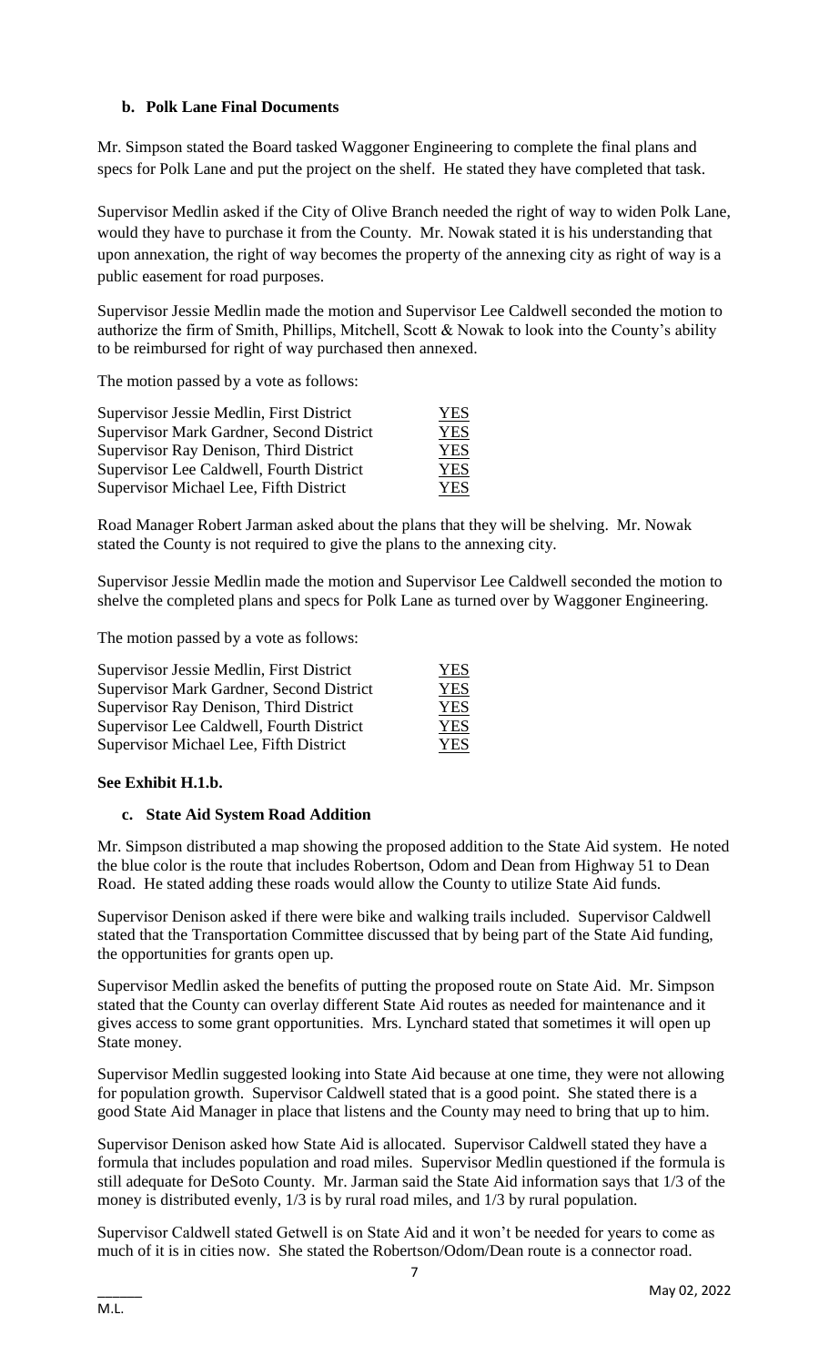**b. Polk Lane Final Documents**

Mr. Simpson stated the Board tasked Waggoner Engineering to complete the final plans and specs for Polk Lane and put the project on the shelf. He stated they have completed that task.

Supervisor Medlin asked if the City of Olive Branch needed the right of way to widen Polk Lane, would they have to purchase it from the County. Mr. Nowak stated it is his understanding that upon annexation, the right of way becomes the property of the annexing city as right of way is a public easement for road purposes.

Supervisor Jessie Medlin made the motion and Supervisor Lee Caldwell seconded the motion to authorize the firm of Smith, Phillips, Mitchell, Scott & Nowak to look into the County's ability to be reimbursed for right of way purchased then annexed.

The motion passed by a vote as follows:

| | |
|---|---|
| Supervisor Jessie Medlin, First District | YES |
| Supervisor Mark Gardner, Second District | YES |
| Supervisor Ray Denison, Third District | YES |
| Supervisor Lee Caldwell, Fourth District | YES |
| Supervisor Michael Lee, Fifth District | YES |

Road Manager Robert Jarman asked about the plans that they will be shelving. Mr. Nowak stated the County is not required to give the plans to the annexing city.

Supervisor Jessie Medlin made the motion and Supervisor Lee Caldwell seconded the motion to shelve the completed plans and specs for Polk Lane as turned over by Waggoner Engineering.

The motion passed by a vote as follows:

| | |
|---|---|
| Supervisor Jessie Medlin, First District | YES |
| Supervisor Mark Gardner, Second District | YES |
| Supervisor Ray Denison, Third District | YES |
| Supervisor Lee Caldwell, Fourth District | YES |
| Supervisor Michael Lee, Fifth District | YES |

**See Exhibit H.1.b.**

**c. State Aid System Road Addition**

Mr. Simpson distributed a map showing the proposed addition to the State Aid system. He noted the blue color is the route that includes Robertson, Odom and Dean from Highway 51 to Dean Road. He stated adding these roads would allow the County to utilize State Aid funds.

Supervisor Denison asked if there were bike and walking trails included. Supervisor Caldwell stated that the Transportation Committee discussed that by being part of the State Aid funding, the opportunities for grants open up.

Supervisor Medlin asked the benefits of putting the proposed route on State Aid. Mr. Simpson stated that the County can overlay different State Aid routes as needed for maintenance and it gives access to some grant opportunities. Mrs. Lynchard stated that sometimes it will open up State money.

Supervisor Medlin suggested looking into State Aid because at one time, they were not allowing for population growth. Supervisor Caldwell stated that is a good point. She stated there is a good State Aid Manager in place that listens and the County may need to bring that up to him.

Supervisor Denison asked how State Aid is allocated. Supervisor Caldwell stated they have a formula that includes population and road miles. Supervisor Medlin questioned if the formula is still adequate for DeSoto County. Mr. Jarman said the State Aid information says that 1/3 of the money is distributed evenly, 1/3 is by rural road miles, and 1/3 by rural population.

Supervisor Caldwell stated Getwell is on State Aid and it won't be needed for years to come as much of it is in cities now. She stated the Robertson/Odom/Dean route is a connector road.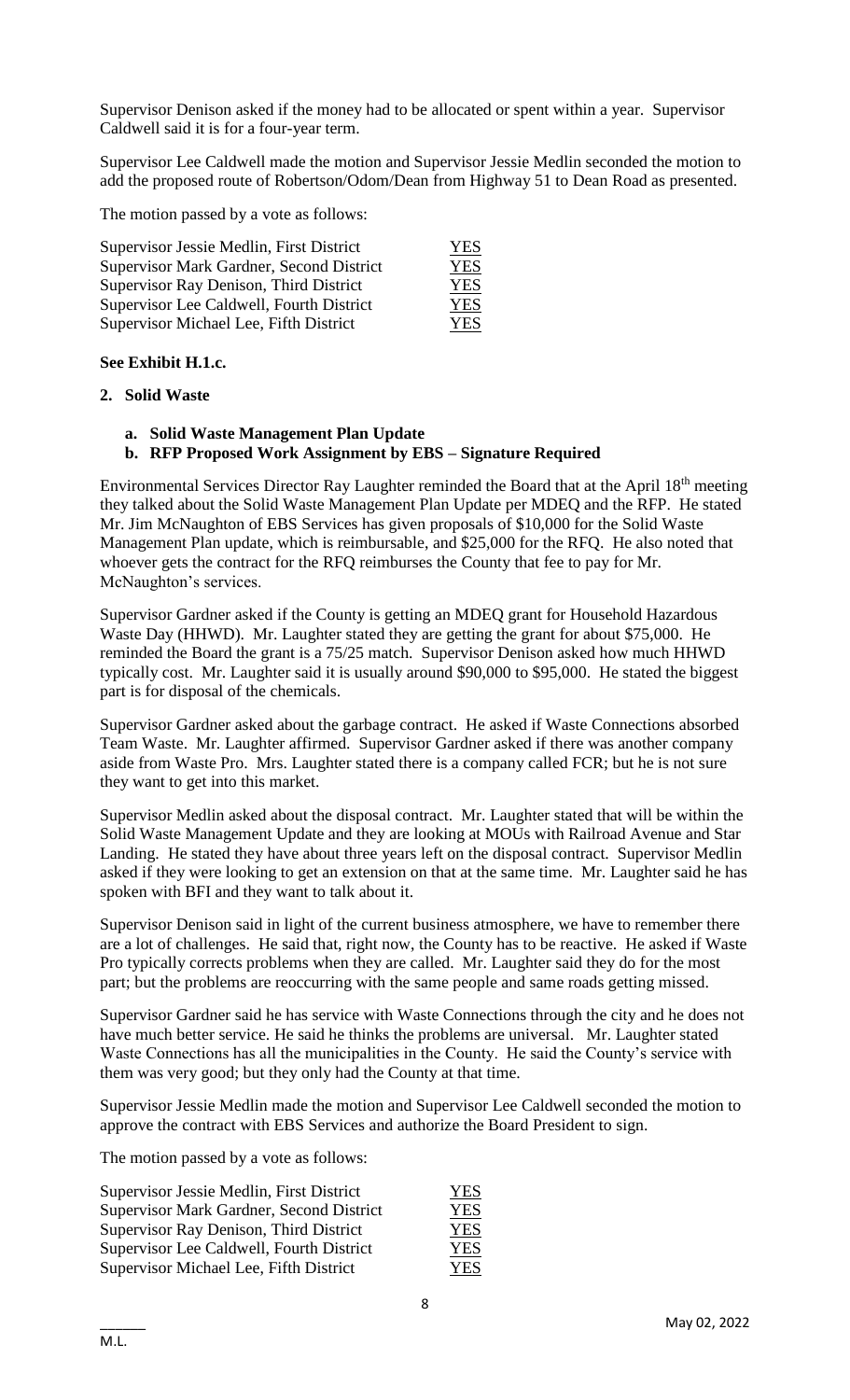Supervisor Denison asked if the money had to be allocated or spent within a year. Supervisor Caldwell said it is for a four-year term.

Supervisor Lee Caldwell made the motion and Supervisor Jessie Medlin seconded the motion to add the proposed route of Robertson/Odom/Dean from Highway 51 to Dean Road as presented.

The motion passed by a vote as follows:

| | |
|---|---|
| Supervisor Jessie Medlin, First District | YES |
| Supervisor Mark Gardner, Second District | YES |
| Supervisor Ray Denison, Third District | YES |
| Supervisor Lee Caldwell, Fourth District | YES |
| Supervisor Michael Lee, Fifth District | YES |

**See Exhibit H.1.c.**

**2. Solid Waste**

**a. Solid Waste Management Plan Update**

**b. RFP Proposed Work Assignment by EBS – Signature Required**

Environmental Services Director Ray Laughter reminded the Board that at the April 18th meeting they talked about the Solid Waste Management Plan Update per MDEQ and the RFP. He stated Mr. Jim McNaughton of EBS Services has given proposals of $10,000 for the Solid Waste Management Plan update, which is reimbursable, and $25,000 for the RFQ. He also noted that whoever gets the contract for the RFQ reimburses the County that fee to pay for Mr. McNaughton's services.

Supervisor Gardner asked if the County is getting an MDEQ grant for Household Hazardous Waste Day (HHWD). Mr. Laughter stated they are getting the grant for about $75,000. He reminded the Board the grant is a 75/25 match. Supervisor Denison asked how much HHWD typically cost. Mr. Laughter said it is usually around $90,000 to $95,000. He stated the biggest part is for disposal of the chemicals.

Supervisor Gardner asked about the garbage contract. He asked if Waste Connections absorbed Team Waste. Mr. Laughter affirmed. Supervisor Gardner asked if there was another company aside from Waste Pro. Mrs. Laughter stated there is a company called FCR; but he is not sure they want to get into this market.

Supervisor Medlin asked about the disposal contract. Mr. Laughter stated that will be within the Solid Waste Management Update and they are looking at MOUs with Railroad Avenue and Star Landing. He stated they have about three years left on the disposal contract. Supervisor Medlin asked if they were looking to get an extension on that at the same time. Mr. Laughter said he has spoken with BFI and they want to talk about it.

Supervisor Denison said in light of the current business atmosphere, we have to remember there are a lot of challenges. He said that, right now, the County has to be reactive. He asked if Waste Pro typically corrects problems when they are called. Mr. Laughter said they do for the most part; but the problems are reoccurring with the same people and same roads getting missed.

Supervisor Gardner said he has service with Waste Connections through the city and he does not have much better service. He said he thinks the problems are universal. Mr. Laughter stated Waste Connections has all the municipalities in the County. He said the County's service with them was very good; but they only had the County at that time.

Supervisor Jessie Medlin made the motion and Supervisor Lee Caldwell seconded the motion to approve the contract with EBS Services and authorize the Board President to sign.

The motion passed by a vote as follows:

| | |
|---|---|
| Supervisor Jessie Medlin, First District | YES |
| Supervisor Mark Gardner, Second District | YES |
| Supervisor Ray Denison, Third District | YES |
| Supervisor Lee Caldwell, Fourth District | YES |
| Supervisor Michael Lee, Fifth District | YES |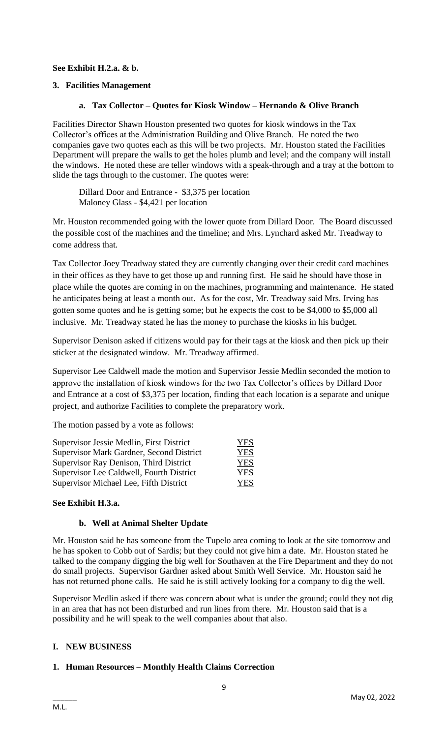**See Exhibit H.2.a. & b.**

### 3. Facilities Management

#### a. Tax Collector – Quotes for Kiosk Window – Hernando & Olive Branch

Facilities Director Shawn Houston presented two quotes for kiosk windows in the Tax Collector's offices at the Administration Building and Olive Branch. He noted the two companies gave two quotes each as this will be two projects. Mr. Houston stated the Facilities Department will prepare the walls to get the holes plumb and level; and the company will install the windows. He noted these are teller windows with a speak-through and a tray at the bottom to slide the tags through to the customer. The quotes were:

Dillard Door and Entrance - $3,375 per location
Maloney Glass - $4,421 per location

Mr. Houston recommended going with the lower quote from Dillard Door. The Board discussed the possible cost of the machines and the timeline; and Mrs. Lynchard asked Mr. Treadway to come address that.

Tax Collector Joey Treadway stated they are currently changing over their credit card machines in their offices as they have to get those up and running first. He said he should have those in place while the quotes are coming in on the machines, programming and maintenance. He stated he anticipates being at least a month out. As for the cost, Mr. Treadway said Mrs. Irving has gotten some quotes and he is getting some; but he expects the cost to be $4,000 to $5,000 all inclusive. Mr. Treadway stated he has the money to purchase the kiosks in his budget.

Supervisor Denison asked if citizens would pay for their tags at the kiosk and then pick up their sticker at the designated window. Mr. Treadway affirmed.

Supervisor Lee Caldwell made the motion and Supervisor Jessie Medlin seconded the motion to approve the installation of kiosk windows for the two Tax Collector's offices by Dillard Door and Entrance at a cost of $3,375 per location, finding that each location is a separate and unique project, and authorize Facilities to complete the preparatory work.

The motion passed by a vote as follows:

| | |
|---|---|
| Supervisor Jessie Medlin, First District | YES |
| Supervisor Mark Gardner, Second District | YES |
| Supervisor Ray Denison, Third District | YES |
| Supervisor Lee Caldwell, Fourth District | YES |
| Supervisor Michael Lee, Fifth District | YES |

**See Exhibit H.3.a.**

#### b. Well at Animal Shelter Update

Mr. Houston said he has someone from the Tupelo area coming to look at the site tomorrow and he has spoken to Cobb out of Sardis; but they could not give him a date. Mr. Houston stated he talked to the company digging the big well for Southaven at the Fire Department and they do not do small projects. Supervisor Gardner asked about Smith Well Service. Mr. Houston said he has not returned phone calls. He said he is still actively looking for a company to dig the well.

Supervisor Medlin asked if there was concern about what is under the ground; could they not dig in an area that has not been disturbed and run lines from there. Mr. Houston said that is a possibility and he will speak to the well companies about that also.

## I. NEW BUSINESS

### 1. Human Resources – Monthly Health Claims Correction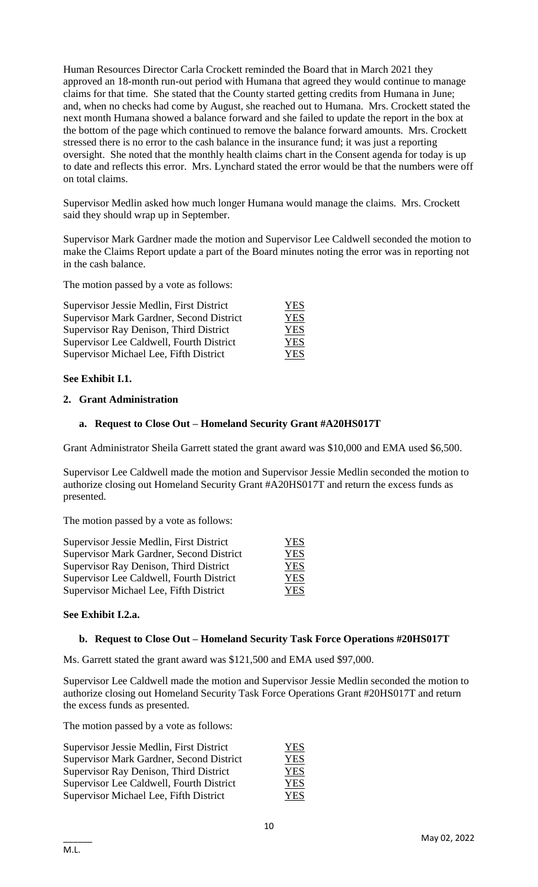Human Resources Director Carla Crockett reminded the Board that in March 2021 they approved an 18-month run-out period with Humana that agreed they would continue to manage claims for that time. She stated that the County started getting credits from Humana in June; and, when no checks had come by August, she reached out to Humana. Mrs. Crockett stated the next month Humana showed a balance forward and she failed to update the report in the box at the bottom of the page which continued to remove the balance forward amounts. Mrs. Crockett stressed there is no error to the cash balance in the insurance fund; it was just a reporting oversight. She noted that the monthly health claims chart in the Consent agenda for today is up to date and reflects this error. Mrs. Lynchard stated the error would be that the numbers were off on total claims.

Supervisor Medlin asked how much longer Humana would manage the claims. Mrs. Crockett said they should wrap up in September.

Supervisor Mark Gardner made the motion and Supervisor Lee Caldwell seconded the motion to make the Claims Report update a part of the Board minutes noting the error was in reporting not in the cash balance.

The motion passed by a vote as follows:

| | |
|---|---|
| Supervisor Jessie Medlin, First District | YES |
| Supervisor Mark Gardner, Second District | YES |
| Supervisor Ray Denison, Third District | YES |
| Supervisor Lee Caldwell, Fourth District | YES |
| Supervisor Michael Lee, Fifth District | YES |

**See Exhibit I.1.**

## 2. Grant Administration

### a. Request to Close Out – Homeland Security Grant #A20HS017T

Grant Administrator Sheila Garrett stated the grant award was $10,000 and EMA used $6,500.

Supervisor Lee Caldwell made the motion and Supervisor Jessie Medlin seconded the motion to authorize closing out Homeland Security Grant #A20HS017T and return the excess funds as presented.

The motion passed by a vote as follows:

| | |
|---|---|
| Supervisor Jessie Medlin, First District | YES |
| Supervisor Mark Gardner, Second District | YES |
| Supervisor Ray Denison, Third District | YES |
| Supervisor Lee Caldwell, Fourth District | YES |
| Supervisor Michael Lee, Fifth District | YES |

**See Exhibit I.2.a.**

### b. Request to Close Out – Homeland Security Task Force Operations #20HS017T

Ms. Garrett stated the grant award was $121,500 and EMA used $97,000.

Supervisor Lee Caldwell made the motion and Supervisor Jessie Medlin seconded the motion to authorize closing out Homeland Security Task Force Operations Grant #20HS017T and return the excess funds as presented.

The motion passed by a vote as follows:

| | |
|---|---|
| Supervisor Jessie Medlin, First District | YES |
| Supervisor Mark Gardner, Second District | YES |
| Supervisor Ray Denison, Third District | YES |
| Supervisor Lee Caldwell, Fourth District | YES |
| Supervisor Michael Lee, Fifth District | YES |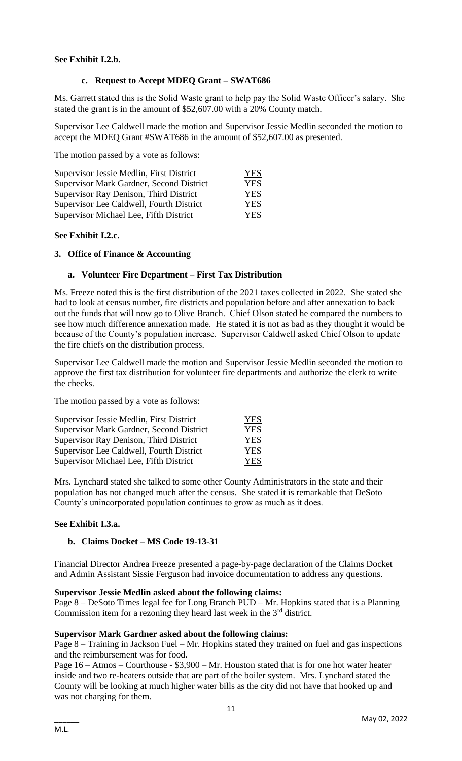**See Exhibit I.2.b.**

### c. Request to Accept MDEQ Grant – SWAT686

Ms. Garrett stated this is the Solid Waste grant to help pay the Solid Waste Officer's salary. She stated the grant is in the amount of $52,607.00 with a 20% County match.

Supervisor Lee Caldwell made the motion and Supervisor Jessie Medlin seconded the motion to accept the MDEQ Grant #SWAT686 in the amount of $52,607.00 as presented.

The motion passed by a vote as follows:

| | |
|---|---|
| Supervisor Jessie Medlin, First District | YES |
| Supervisor Mark Gardner, Second District | YES |
| Supervisor Ray Denison, Third District | YES |
| Supervisor Lee Caldwell, Fourth District | YES |
| Supervisor Michael Lee, Fifth District | YES |

**See Exhibit I.2.c.**

## 3. Office of Finance & Accounting

### a. Volunteer Fire Department – First Tax Distribution

Ms. Freeze noted this is the first distribution of the 2021 taxes collected in 2022. She stated she had to look at census number, fire districts and population before and after annexation to back out the funds that will now go to Olive Branch. Chief Olson stated he compared the numbers to see how much difference annexation made. He stated it is not as bad as they thought it would be because of the County's population increase. Supervisor Caldwell asked Chief Olson to update the fire chiefs on the distribution process.

Supervisor Lee Caldwell made the motion and Supervisor Jessie Medlin seconded the motion to approve the first tax distribution for volunteer fire departments and authorize the clerk to write the checks.

The motion passed by a vote as follows:

| | |
|---|---|
| Supervisor Jessie Medlin, First District | YES |
| Supervisor Mark Gardner, Second District | YES |
| Supervisor Ray Denison, Third District | YES |
| Supervisor Lee Caldwell, Fourth District | YES |
| Supervisor Michael Lee, Fifth District | YES |

Mrs. Lynchard stated she talked to some other County Administrators in the state and their population has not changed much after the census. She stated it is remarkable that DeSoto County's unincorporated population continues to grow as much as it does.

**See Exhibit I.3.a.**

### b. Claims Docket – MS Code 19-13-31

Financial Director Andrea Freeze presented a page-by-page declaration of the Claims Docket and Admin Assistant Sissie Ferguson had invoice documentation to address any questions.

**Supervisor Jessie Medlin asked about the following claims:**

Page 8 – DeSoto Times legal fee for Long Branch PUD – Mr. Hopkins stated that is a Planning Commission item for a rezoning they heard last week in the 3rd district.

**Supervisor Mark Gardner asked about the following claims:**

Page 8 – Training in Jackson Fuel – Mr. Hopkins stated they trained on fuel and gas inspections and the reimbursement was for food.

Page 16 – Atmos – Courthouse - $3,900 – Mr. Houston stated that is for one hot water heater inside and two re-heaters outside that are part of the boiler system. Mrs. Lynchard stated the County will be looking at much higher water bills as the city did not have that hooked up and was not charging for them.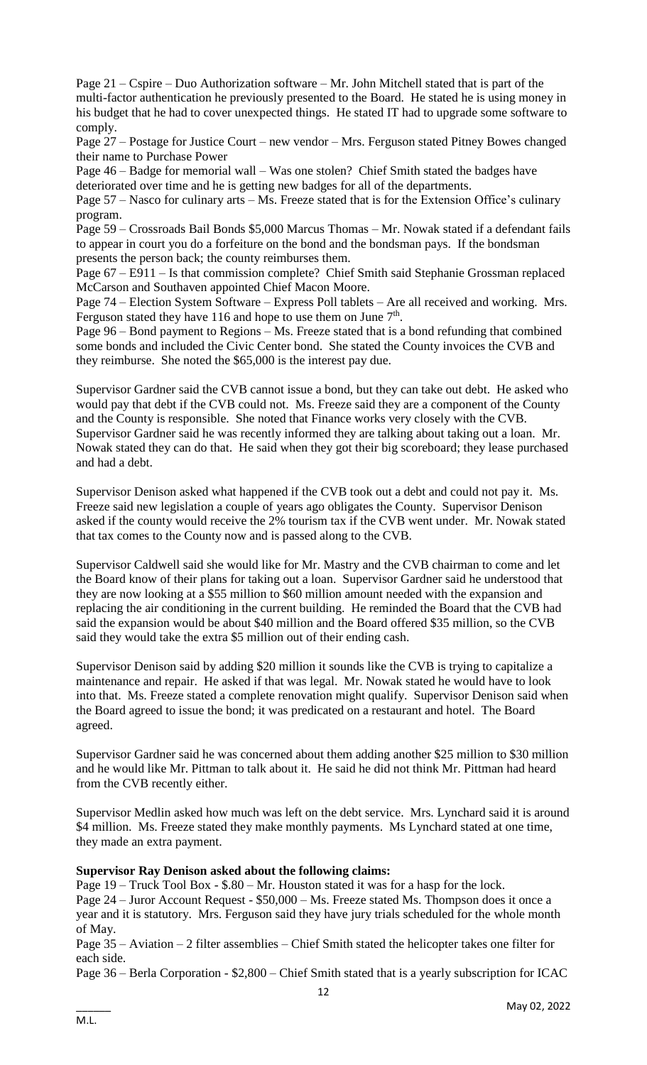Page 21 – Cspire – Duo Authorization software – Mr. John Mitchell stated that is part of the multi-factor authentication he previously presented to the Board. He stated he is using money in his budget that he had to cover unexpected things. He stated IT had to upgrade some software to comply.

Page 27 – Postage for Justice Court – new vendor – Mrs. Ferguson stated Pitney Bowes changed their name to Purchase Power

Page 46 – Badge for memorial wall – Was one stolen? Chief Smith stated the badges have deteriorated over time and he is getting new badges for all of the departments.

Page 57 – Nasco for culinary arts – Ms. Freeze stated that is for the Extension Office's culinary program.

Page 59 – Crossroads Bail Bonds \$5,000 Marcus Thomas – Mr. Nowak stated if a defendant fails to appear in court you do a forfeiture on the bond and the bondsman pays. If the bondsman presents the person back; the county reimburses them.

Page 67 – E911 – Is that commission complete? Chief Smith said Stephanie Grossman replaced McCarson and Southaven appointed Chief Macon Moore.

Page 74 – Election System Software – Express Poll tablets – Are all received and working. Mrs. Ferguson stated they have 116 and hope to use them on June 7th.

Page 96 – Bond payment to Regions – Ms. Freeze stated that is a bond refunding that combined some bonds and included the Civic Center bond. She stated the County invoices the CVB and they reimburse. She noted the \$65,000 is the interest pay due.

Supervisor Gardner said the CVB cannot issue a bond, but they can take out debt. He asked who would pay that debt if the CVB could not. Ms. Freeze said they are a component of the County and the County is responsible. She noted that Finance works very closely with the CVB. Supervisor Gardner said he was recently informed they are talking about taking out a loan. Mr. Nowak stated they can do that. He said when they got their big scoreboard; they lease purchased and had a debt.

Supervisor Denison asked what happened if the CVB took out a debt and could not pay it. Ms. Freeze said new legislation a couple of years ago obligates the County. Supervisor Denison asked if the county would receive the 2% tourism tax if the CVB went under. Mr. Nowak stated that tax comes to the County now and is passed along to the CVB.

Supervisor Caldwell said she would like for Mr. Mastry and the CVB chairman to come and let the Board know of their plans for taking out a loan. Supervisor Gardner said he understood that they are now looking at a \$55 million to \$60 million amount needed with the expansion and replacing the air conditioning in the current building. He reminded the Board that the CVB had said the expansion would be about \$40 million and the Board offered \$35 million, so the CVB said they would take the extra \$5 million out of their ending cash.

Supervisor Denison said by adding \$20 million it sounds like the CVB is trying to capitalize a maintenance and repair. He asked if that was legal. Mr. Nowak stated he would have to look into that. Ms. Freeze stated a complete renovation might qualify. Supervisor Denison said when the Board agreed to issue the bond; it was predicated on a restaurant and hotel. The Board agreed.

Supervisor Gardner said he was concerned about them adding another \$25 million to \$30 million and he would like Mr. Pittman to talk about it. He said he did not think Mr. Pittman had heard from the CVB recently either.

Supervisor Medlin asked how much was left on the debt service. Mrs. Lynchard said it is around \$4 million. Ms. Freeze stated they make monthly payments. Ms Lynchard stated at one time, they made an extra payment.

**Supervisor Ray Denison asked about the following claims:**

Page 19 – Truck Tool Box - \$.80 – Mr. Houston stated it was for a hasp for the lock.

Page 24 – Juror Account Request - \$50,000 – Ms. Freeze stated Ms. Thompson does it once a year and it is statutory. Mrs. Ferguson said they have jury trials scheduled for the whole month of May.

Page 35 – Aviation – 2 filter assemblies – Chief Smith stated the helicopter takes one filter for each side.

Page 36 – Berla Corporation - \$2,800 – Chief Smith stated that is a yearly subscription for ICAC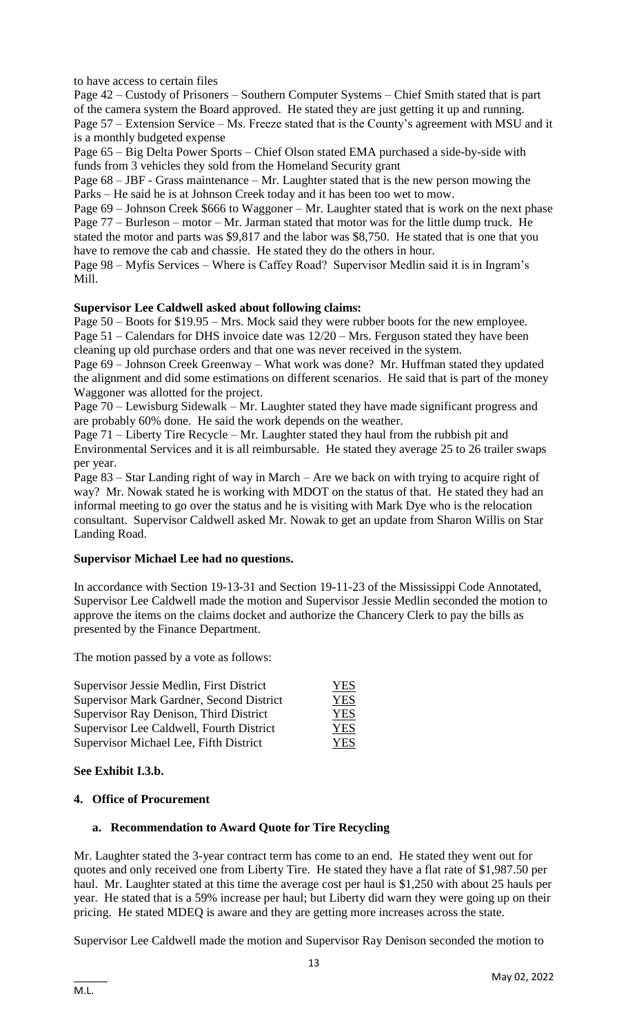to have access to certain files

Page 42 – Custody of Prisoners – Southern Computer Systems – Chief Smith stated that is part of the camera system the Board approved. He stated they are just getting it up and running.

Page 57 – Extension Service – Ms. Freeze stated that is the County's agreement with MSU and it is a monthly budgeted expense

Page 65 – Big Delta Power Sports – Chief Olson stated EMA purchased a side-by-side with funds from 3 vehicles they sold from the Homeland Security grant

Page 68 – JBF - Grass maintenance – Mr. Laughter stated that is the new person mowing the Parks – He said he is at Johnson Creek today and it has been too wet to mow.

Page 69 – Johnson Creek $666 to Waggoner – Mr. Laughter stated that is work on the next phase

Page 77 – Burleson – motor – Mr. Jarman stated that motor was for the little dump truck. He stated the motor and parts was $9,817 and the labor was $8,750. He stated that is one that you have to remove the cab and chassie. He stated they do the others in hour.

Page 98 – Myfis Services – Where is Caffey Road? Supervisor Medlin said it is in Ingram's Mill.

**Supervisor Lee Caldwell asked about following claims:**

Page 50 – Boots for $19.95 – Mrs. Mock said they were rubber boots for the new employee.

Page 51 – Calendars for DHS invoice date was 12/20 – Mrs. Ferguson stated they have been cleaning up old purchase orders and that one was never received in the system.

Page 69 – Johnson Creek Greenway – What work was done? Mr. Huffman stated they updated the alignment and did some estimations on different scenarios. He said that is part of the money Waggoner was allotted for the project.

Page 70 – Lewisburg Sidewalk – Mr. Laughter stated they have made significant progress and are probably 60% done. He said the work depends on the weather.

Page 71 – Liberty Tire Recycle – Mr. Laughter stated they haul from the rubbish pit and Environmental Services and it is all reimbursable. He stated they average 25 to 26 trailer swaps per year.

Page 83 – Star Landing right of way in March – Are we back on with trying to acquire right of way? Mr. Nowak stated he is working with MDOT on the status of that. He stated they had an informal meeting to go over the status and he is visiting with Mark Dye who is the relocation consultant. Supervisor Caldwell asked Mr. Nowak to get an update from Sharon Willis on Star Landing Road.

**Supervisor Michael Lee had no questions.**

In accordance with Section 19-13-31 and Section 19-11-23 of the Mississippi Code Annotated, Supervisor Lee Caldwell made the motion and Supervisor Jessie Medlin seconded the motion to approve the items on the claims docket and authorize the Chancery Clerk to pay the bills as presented by the Finance Department.

The motion passed by a vote as follows:

| | |
|---|---|
| Supervisor Jessie Medlin, First District | YES |
| Supervisor Mark Gardner, Second District | YES |
| Supervisor Ray Denison, Third District | YES |
| Supervisor Lee Caldwell, Fourth District | YES |
| Supervisor Michael Lee, Fifth District | YES |

**See Exhibit I.3.b.**

**4. Office of Procurement**

**a. Recommendation to Award Quote for Tire Recycling**

Mr. Laughter stated the 3-year contract term has come to an end. He stated they went out for quotes and only received one from Liberty Tire. He stated they have a flat rate of $1,987.50 per haul. Mr. Laughter stated at this time the average cost per haul is $1,250 with about 25 hauls per year. He stated that is a 59% increase per haul; but Liberty did warn they were going up on their pricing. He stated MDEQ is aware and they are getting more increases across the state.

Supervisor Lee Caldwell made the motion and Supervisor Ray Denison seconded the motion to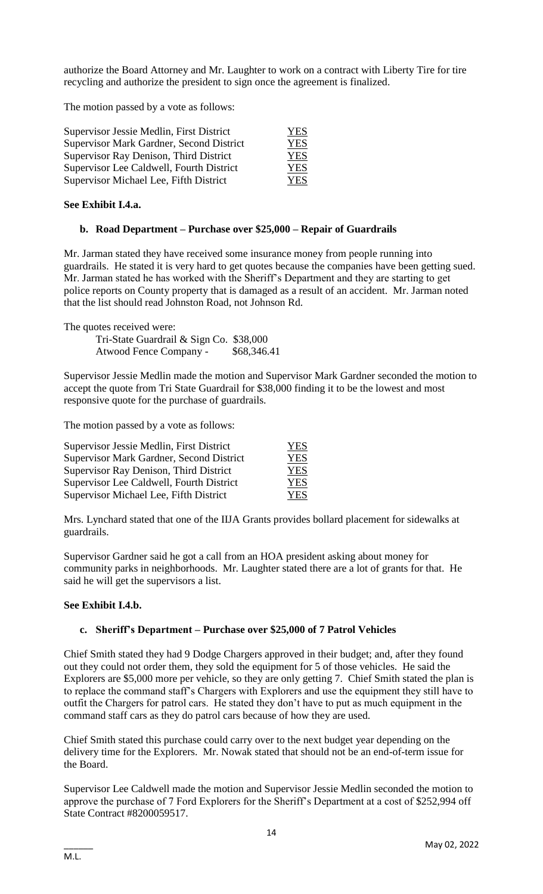authorize the Board Attorney and Mr. Laughter to work on a contract with Liberty Tire for tire recycling and authorize the president to sign once the agreement is finalized.

The motion passed by a vote as follows:

| | |
|---|---|
| Supervisor Jessie Medlin, First District | YES |
| Supervisor Mark Gardner, Second District | YES |
| Supervisor Ray Denison, Third District | YES |
| Supervisor Lee Caldwell, Fourth District | YES |
| Supervisor Michael Lee, Fifth District | YES |

**See Exhibit I.4.a.**

### b. Road Department – Purchase over $25,000 – Repair of Guardrails

Mr. Jarman stated they have received some insurance money from people running into guardrails. He stated it is very hard to get quotes because the companies have been getting sued. Mr. Jarman stated he has worked with the Sheriff's Department and they are starting to get police reports on County property that is damaged as a result of an accident. Mr. Jarman noted that the list should read Johnston Road, not Johnson Rd.

The quotes received were:

| | |
|---|---|
| Tri-State Guardrail & Sign Co. | $38,000 |
| Atwood Fence Company - | $68,346.41 |

Supervisor Jessie Medlin made the motion and Supervisor Mark Gardner seconded the motion to accept the quote from Tri State Guardrail for $38,000 finding it to be the lowest and most responsive quote for the purchase of guardrails.

The motion passed by a vote as follows:

| | |
|---|---|
| Supervisor Jessie Medlin, First District | YES |
| Supervisor Mark Gardner, Second District | YES |
| Supervisor Ray Denison, Third District | YES |
| Supervisor Lee Caldwell, Fourth District | YES |
| Supervisor Michael Lee, Fifth District | YES |

Mrs. Lynchard stated that one of the IIJA Grants provides bollard placement for sidewalks at guardrails.

Supervisor Gardner said he got a call from an HOA president asking about money for community parks in neighborhoods. Mr. Laughter stated there are a lot of grants for that. He said he will get the supervisors a list.

**See Exhibit I.4.b.**

### c. Sheriff's Department – Purchase over $25,000 of 7 Patrol Vehicles

Chief Smith stated they had 9 Dodge Chargers approved in their budget; and, after they found out they could not order them, they sold the equipment for 5 of those vehicles. He said the Explorers are $5,000 more per vehicle, so they are only getting 7. Chief Smith stated the plan is to replace the command staff's Chargers with Explorers and use the equipment they still have to outfit the Chargers for patrol cars. He stated they don't have to put as much equipment in the command staff cars as they do patrol cars because of how they are used.

Chief Smith stated this purchase could carry over to the next budget year depending on the delivery time for the Explorers. Mr. Nowak stated that should not be an end-of-term issue for the Board.

Supervisor Lee Caldwell made the motion and Supervisor Jessie Medlin seconded the motion to approve the purchase of 7 Ford Explorers for the Sheriff's Department at a cost of $252,994 off State Contract #8200059517.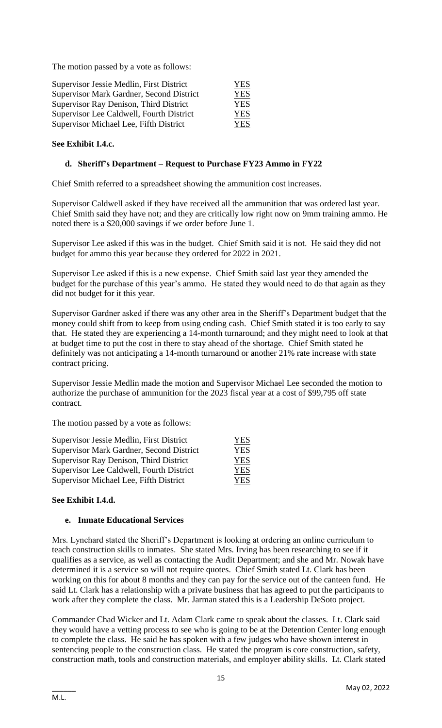The motion passed by a vote as follows:

| | |
|---|---|
| Supervisor Jessie Medlin, First District | YES |
| Supervisor Mark Gardner, Second District | YES |
| Supervisor Ray Denison, Third District | YES |
| Supervisor Lee Caldwell, Fourth District | YES |
| Supervisor Michael Lee, Fifth District | YES |

**See Exhibit I.4.c.**

### d. Sheriff's Department – Request to Purchase FY23 Ammo in FY22

Chief Smith referred to a spreadsheet showing the ammunition cost increases.

Supervisor Caldwell asked if they have received all the ammunition that was ordered last year. Chief Smith said they have not; and they are critically low right now on 9mm training ammo. He noted there is a $20,000 savings if we order before June 1.

Supervisor Lee asked if this was in the budget. Chief Smith said it is not. He said they did not budget for ammo this year because they ordered for 2022 in 2021.

Supervisor Lee asked if this is a new expense. Chief Smith said last year they amended the budget for the purchase of this year's ammo. He stated they would need to do that again as they did not budget for it this year.

Supervisor Gardner asked if there was any other area in the Sheriff's Department budget that the money could shift from to keep from using ending cash. Chief Smith stated it is too early to say that. He stated they are experiencing a 14-month turnaround; and they might need to look at that at budget time to put the cost in there to stay ahead of the shortage. Chief Smith stated he definitely was not anticipating a 14-month turnaround or another 21% rate increase with state contract pricing.

Supervisor Jessie Medlin made the motion and Supervisor Michael Lee seconded the motion to authorize the purchase of ammunition for the 2023 fiscal year at a cost of $99,795 off state contract.

The motion passed by a vote as follows:

| | |
|---|---|
| Supervisor Jessie Medlin, First District | YES |
| Supervisor Mark Gardner, Second District | YES |
| Supervisor Ray Denison, Third District | YES |
| Supervisor Lee Caldwell, Fourth District | YES |
| Supervisor Michael Lee, Fifth District | YES |

**See Exhibit I.4.d.**

### e. Inmate Educational Services

Mrs. Lynchard stated the Sheriff's Department is looking at ordering an online curriculum to teach construction skills to inmates. She stated Mrs. Irving has been researching to see if it qualifies as a service, as well as contacting the Audit Department; and she and Mr. Nowak have determined it is a service so will not require quotes. Chief Smith stated Lt. Clark has been working on this for about 8 months and they can pay for the service out of the canteen fund. He said Lt. Clark has a relationship with a private business that has agreed to put the participants to work after they complete the class. Mr. Jarman stated this is a Leadership DeSoto project.

Commander Chad Wicker and Lt. Adam Clark came to speak about the classes. Lt. Clark said they would have a vetting process to see who is going to be at the Detention Center long enough to complete the class. He said he has spoken with a few judges who have shown interest in sentencing people to the construction class. He stated the program is core construction, safety, construction math, tools and construction materials, and employer ability skills. Lt. Clark stated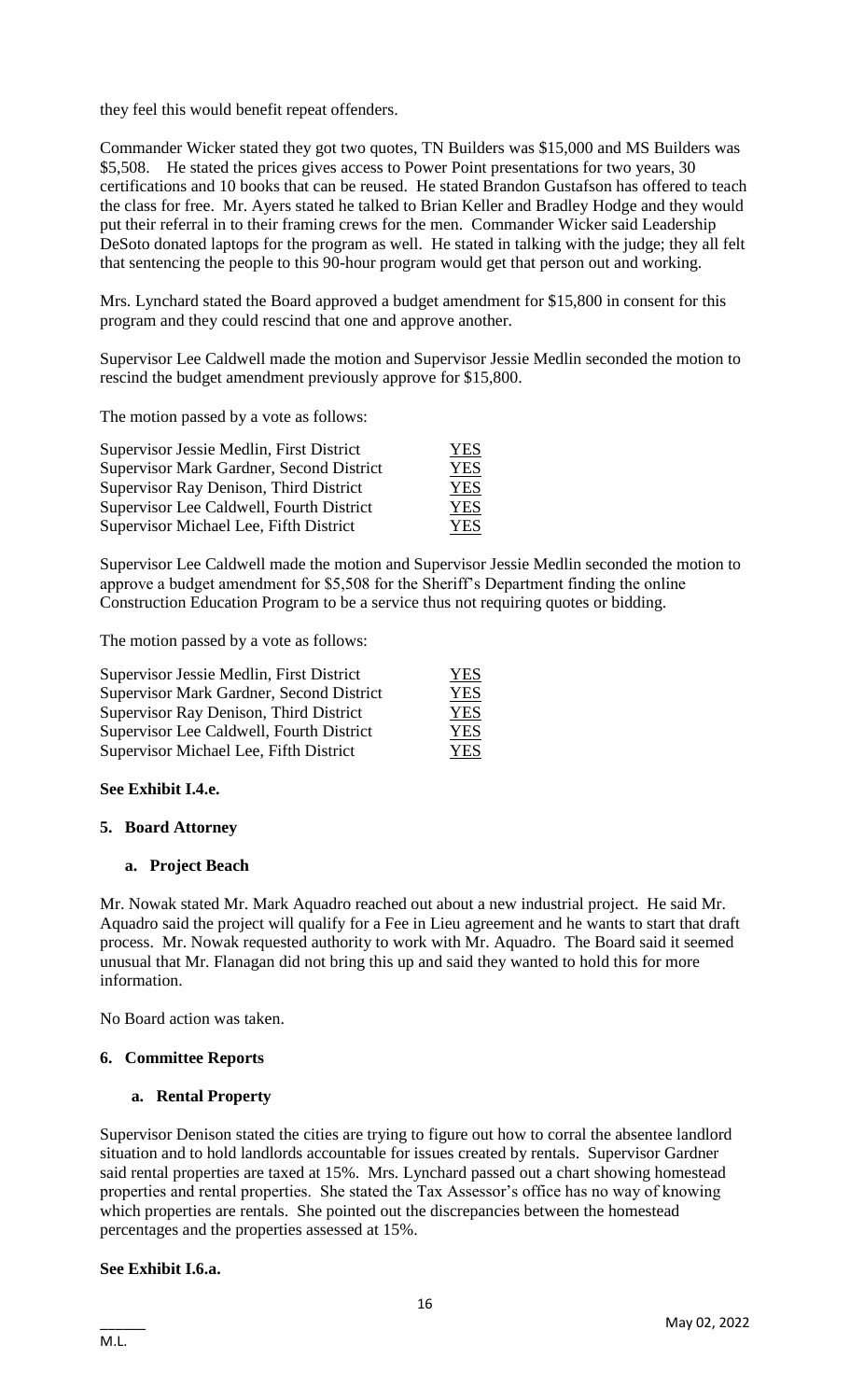they feel this would benefit repeat offenders.

Commander Wicker stated they got two quotes, TN Builders was $15,000 and MS Builders was $5,508. He stated the prices gives access to Power Point presentations for two years, 30 certifications and 10 books that can be reused. He stated Brandon Gustafson has offered to teach the class for free. Mr. Ayers stated he talked to Brian Keller and Bradley Hodge and they would put their referral in to their framing crews for the men. Commander Wicker said Leadership DeSoto donated laptops for the program as well. He stated in talking with the judge; they all felt that sentencing the people to this 90-hour program would get that person out and working.

Mrs. Lynchard stated the Board approved a budget amendment for $15,800 in consent for this program and they could rescind that one and approve another.

Supervisor Lee Caldwell made the motion and Supervisor Jessie Medlin seconded the motion to rescind the budget amendment previously approve for $15,800.

The motion passed by a vote as follows:

| | |
|---|---|
| Supervisor Jessie Medlin, First District | YES |
| Supervisor Mark Gardner, Second District | YES |
| Supervisor Ray Denison, Third District | YES |
| Supervisor Lee Caldwell, Fourth District | YES |
| Supervisor Michael Lee, Fifth District | YES |

Supervisor Lee Caldwell made the motion and Supervisor Jessie Medlin seconded the motion to approve a budget amendment for $5,508 for the Sheriff's Department finding the online Construction Education Program to be a service thus not requiring quotes or bidding.

The motion passed by a vote as follows:

| | |
|---|---|
| Supervisor Jessie Medlin, First District | YES |
| Supervisor Mark Gardner, Second District | YES |
| Supervisor Ray Denison, Third District | YES |
| Supervisor Lee Caldwell, Fourth District | YES |
| Supervisor Michael Lee, Fifth District | YES |

**See Exhibit I.4.e.**

### 5. Board Attorney

#### a. Project Beach

Mr. Nowak stated Mr. Mark Aquadro reached out about a new industrial project. He said Mr. Aquadro said the project will qualify for a Fee in Lieu agreement and he wants to start that draft process. Mr. Nowak requested authority to work with Mr. Aquadro. The Board said it seemed unusual that Mr. Flanagan did not bring this up and said they wanted to hold this for more information.

No Board action was taken.

### 6. Committee Reports

#### a. Rental Property

Supervisor Denison stated the cities are trying to figure out how to corral the absentee landlord situation and to hold landlords accountable for issues created by rentals. Supervisor Gardner said rental properties are taxed at 15%. Mrs. Lynchard passed out a chart showing homestead properties and rental properties. She stated the Tax Assessor's office has no way of knowing which properties are rentals. She pointed out the discrepancies between the homestead percentages and the properties assessed at 15%.

**See Exhibit I.6.a.**

\_\_\_\_\_\_
M.L.

May 02, 2022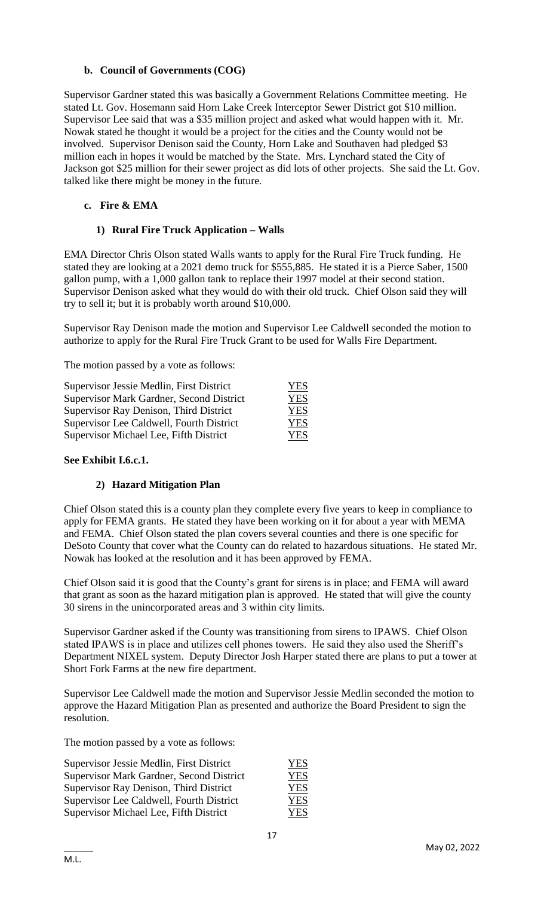### b. Council of Governments (COG)

Supervisor Gardner stated this was basically a Government Relations Committee meeting. He stated Lt. Gov. Hosemann said Horn Lake Creek Interceptor Sewer District got $10 million. Supervisor Lee said that was a $35 million project and asked what would happen with it. Mr. Nowak stated he thought it would be a project for the cities and the County would not be involved. Supervisor Denison said the County, Horn Lake and Southaven had pledged $3 million each in hopes it would be matched by the State. Mrs. Lynchard stated the City of Jackson got $25 million for their sewer project as did lots of other projects. She said the Lt. Gov. talked like there might be money in the future.

### c. Fire & EMA

#### 1) Rural Fire Truck Application – Walls

EMA Director Chris Olson stated Walls wants to apply for the Rural Fire Truck funding. He stated they are looking at a 2021 demo truck for $555,885. He stated it is a Pierce Saber, 1500 gallon pump, with a 1,000 gallon tank to replace their 1997 model at their second station. Supervisor Denison asked what they would do with their old truck. Chief Olson said they will try to sell it; but it is probably worth around $10,000.

Supervisor Ray Denison made the motion and Supervisor Lee Caldwell seconded the motion to authorize to apply for the Rural Fire Truck Grant to be used for Walls Fire Department.

The motion passed by a vote as follows:

| | |
|---|---|
| Supervisor Jessie Medlin, First District | YES |
| Supervisor Mark Gardner, Second District | YES |
| Supervisor Ray Denison, Third District | YES |
| Supervisor Lee Caldwell, Fourth District | YES |
| Supervisor Michael Lee, Fifth District | YES |

**See Exhibit I.6.c.1.**

#### 2) Hazard Mitigation Plan

Chief Olson stated this is a county plan they complete every five years to keep in compliance to apply for FEMA grants. He stated they have been working on it for about a year with MEMA and FEMA. Chief Olson stated the plan covers several counties and there is one specific for DeSoto County that cover what the County can do related to hazardous situations. He stated Mr. Nowak has looked at the resolution and it has been approved by FEMA.

Chief Olson said it is good that the County's grant for sirens is in place; and FEMA will award that grant as soon as the hazard mitigation plan is approved. He stated that will give the county 30 sirens in the unincorporated areas and 3 within city limits.

Supervisor Gardner asked if the County was transitioning from sirens to IPAWS. Chief Olson stated IPAWS is in place and utilizes cell phones towers. He said they also used the Sheriff's Department NIXEL system. Deputy Director Josh Harper stated there are plans to put a tower at Short Fork Farms at the new fire department.

Supervisor Lee Caldwell made the motion and Supervisor Jessie Medlin seconded the motion to approve the Hazard Mitigation Plan as presented and authorize the Board President to sign the resolution.

The motion passed by a vote as follows:

| | |
|---|---|
| Supervisor Jessie Medlin, First District | YES |
| Supervisor Mark Gardner, Second District | YES |
| Supervisor Ray Denison, Third District | YES |
| Supervisor Lee Caldwell, Fourth District | YES |
| Supervisor Michael Lee, Fifth District | YES |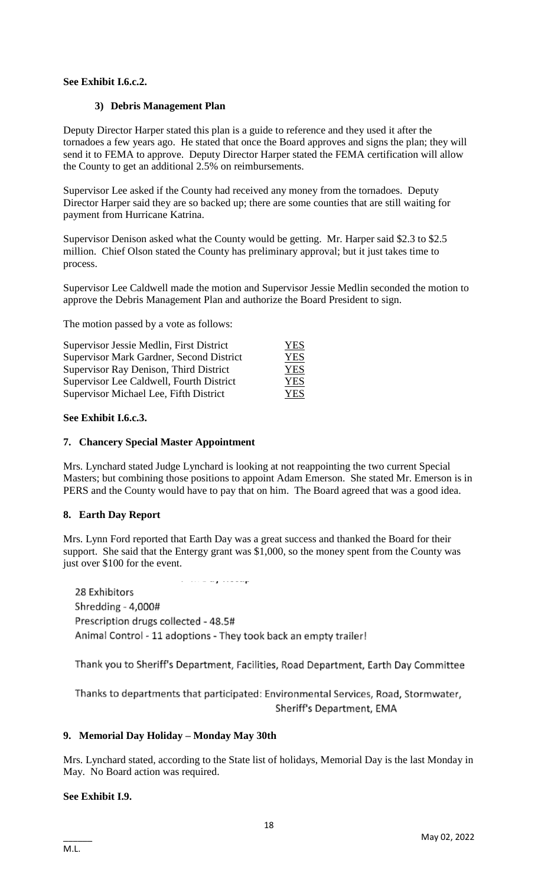**See Exhibit I.6.c.2.**

**3) Debris Management Plan**

Deputy Director Harper stated this plan is a guide to reference and they used it after the tornadoes a few years ago. He stated that once the Board approves and signs the plan; they will send it to FEMA to approve. Deputy Director Harper stated the FEMA certification will allow the County to get an additional 2.5% on reimbursements.

Supervisor Lee asked if the County had received any money from the tornadoes. Deputy Director Harper said they are so backed up; there are some counties that are still waiting for payment from Hurricane Katrina.

Supervisor Denison asked what the County would be getting. Mr. Harper said $2.3 to $2.5 million. Chief Olson stated the County has preliminary approval; but it just takes time to process.

Supervisor Lee Caldwell made the motion and Supervisor Jessie Medlin seconded the motion to approve the Debris Management Plan and authorize the Board President to sign.

The motion passed by a vote as follows:

| | |
|---|---|
| Supervisor Jessie Medlin, First District | YES |
| Supervisor Mark Gardner, Second District | YES |
| Supervisor Ray Denison, Third District | YES |
| Supervisor Lee Caldwell, Fourth District | YES |
| Supervisor Michael Lee, Fifth District | YES |

**See Exhibit I.6.c.3.**

**7. Chancery Special Master Appointment**

Mrs. Lynchard stated Judge Lynchard is looking at not reappointing the two current Special Masters; but combining those positions to appoint Adam Emerson. She stated Mr. Emerson is in PERS and the County would have to pay that on him. The Board agreed that was a good idea.

**8. Earth Day Report**

Mrs. Lynn Ford reported that Earth Day was a great success and thanked the Board for their support. She said that the Entergy grant was $1,000, so the money spent from the County was just over $100 for the event.

Earth Day Recap

28 Exhibitors
Shredding - 4,000#
Prescription drugs collected - 48.5#
Animal Control - 11 adoptions - They took back an empty trailer!

Thank you to Sheriff's Department, Facilities, Road Department, Earth Day Committee

Thanks to departments that participated: Environmental Services, Road, Stormwater, Sheriff's Department, EMA

**9. Memorial Day Holiday – Monday May 30th**

Mrs. Lynchard stated, according to the State list of holidays, Memorial Day is the last Monday in May. No Board action was required.

**See Exhibit I.9.**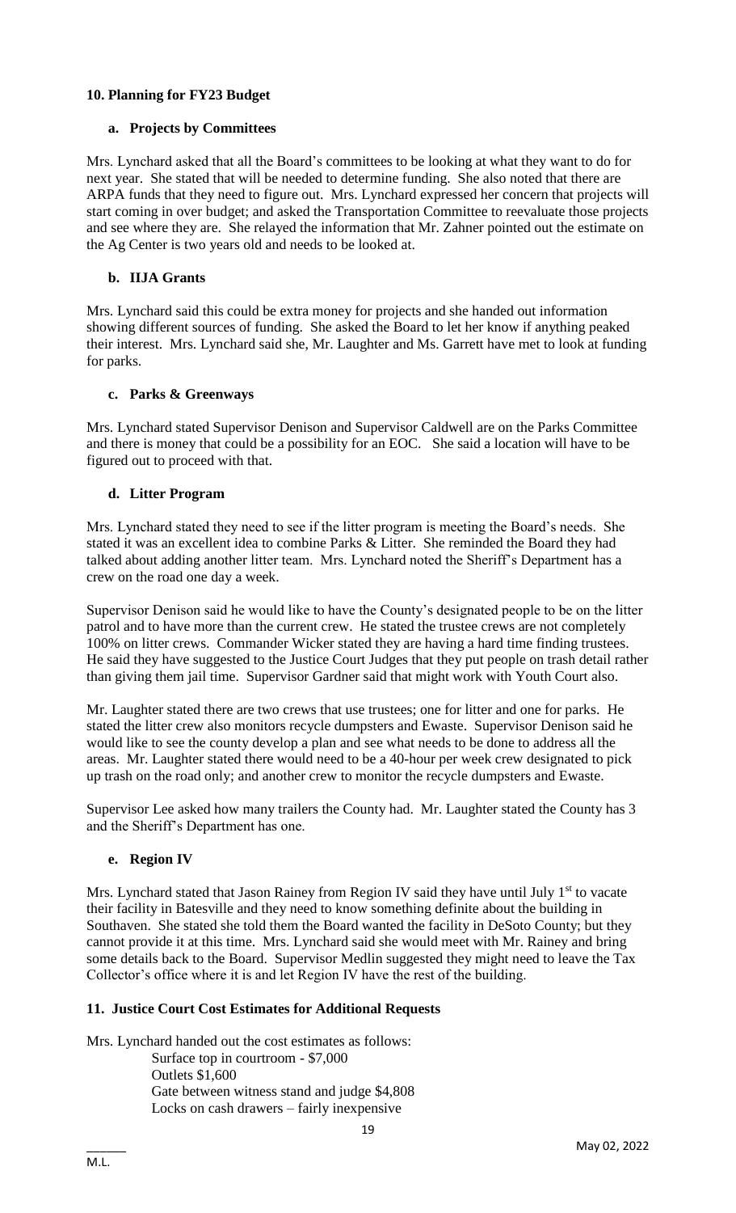## 10. Planning for FY23 Budget

### a. Projects by Committees

Mrs. Lynchard asked that all the Board's committees to be looking at what they want to do for next year. She stated that will be needed to determine funding. She also noted that there are ARPA funds that they need to figure out. Mrs. Lynchard expressed her concern that projects will start coming in over budget; and asked the Transportation Committee to reevaluate those projects and see where they are. She relayed the information that Mr. Zahner pointed out the estimate on the Ag Center is two years old and needs to be looked at.

### b. IIJA Grants

Mrs. Lynchard said this could be extra money for projects and she handed out information showing different sources of funding. She asked the Board to let her know if anything peaked their interest. Mrs. Lynchard said she, Mr. Laughter and Ms. Garrett have met to look at funding for parks.

### c. Parks & Greenways

Mrs. Lynchard stated Supervisor Denison and Supervisor Caldwell are on the Parks Committee and there is money that could be a possibility for an EOC. She said a location will have to be figured out to proceed with that.

### d. Litter Program

Mrs. Lynchard stated they need to see if the litter program is meeting the Board's needs. She stated it was an excellent idea to combine Parks & Litter. She reminded the Board they had talked about adding another litter team. Mrs. Lynchard noted the Sheriff's Department has a crew on the road one day a week.

Supervisor Denison said he would like to have the County's designated people to be on the litter patrol and to have more than the current crew. He stated the trustee crews are not completely 100% on litter crews. Commander Wicker stated they are having a hard time finding trustees. He said they have suggested to the Justice Court Judges that they put people on trash detail rather than giving them jail time. Supervisor Gardner said that might work with Youth Court also.

Mr. Laughter stated there are two crews that use trustees; one for litter and one for parks. He stated the litter crew also monitors recycle dumpsters and Ewaste. Supervisor Denison said he would like to see the county develop a plan and see what needs to be done to address all the areas. Mr. Laughter stated there would need to be a 40-hour per week crew designated to pick up trash on the road only; and another crew to monitor the recycle dumpsters and Ewaste.

Supervisor Lee asked how many trailers the County had. Mr. Laughter stated the County has 3 and the Sheriff's Department has one.

### e. Region IV

Mrs. Lynchard stated that Jason Rainey from Region IV said they have until July 1st to vacate their facility in Batesville and they need to know something definite about the building in Southaven. She stated she told them the Board wanted the facility in DeSoto County; but they cannot provide it at this time. Mrs. Lynchard said she would meet with Mr. Rainey and bring some details back to the Board. Supervisor Medlin suggested they might need to leave the Tax Collector's office where it is and let Region IV have the rest of the building.

## 11. Justice Court Cost Estimates for Additional Requests

Mrs. Lynchard handed out the cost estimates as follows:

- Surface top in courtroom - $7,000
- Outlets $1,600
- Gate between witness stand and judge $4,808
- Locks on cash drawers – fairly inexpensive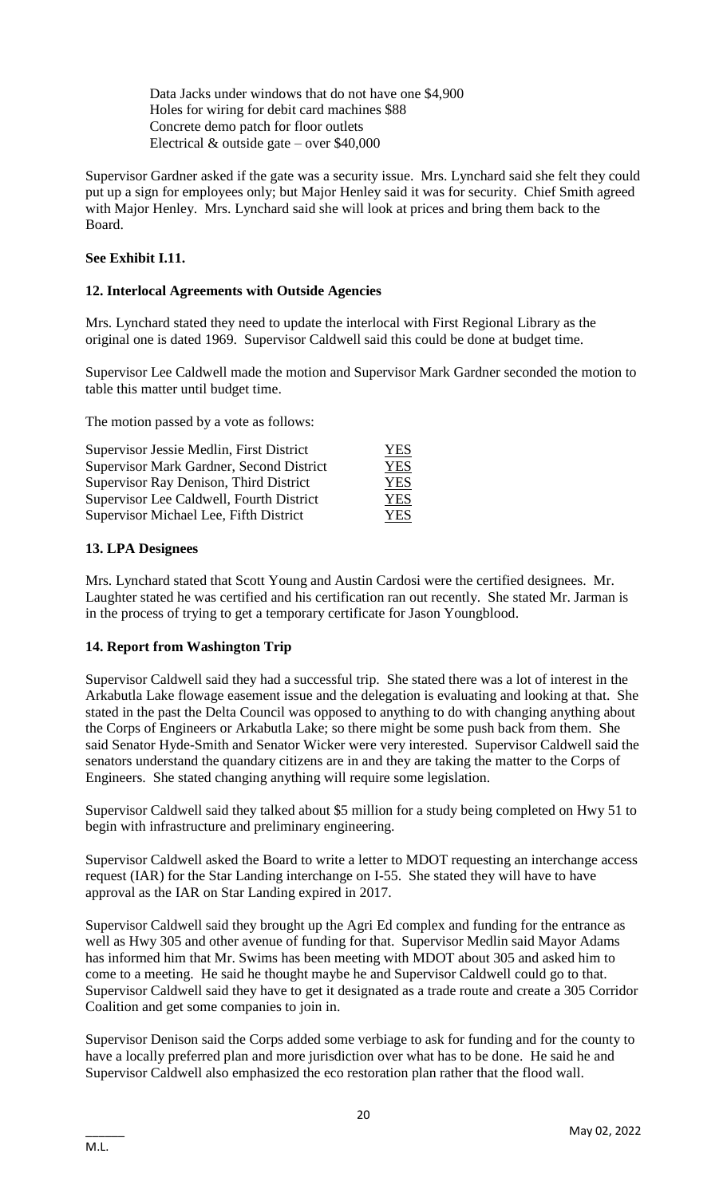Data Jacks under windows that do not have one $4,900
Holes for wiring for debit card machines $88
Concrete demo patch for floor outlets
Electrical & outside gate – over $40,000

Supervisor Gardner asked if the gate was a security issue. Mrs. Lynchard said she felt they could put up a sign for employees only; but Major Henley said it was for security. Chief Smith agreed with Major Henley. Mrs. Lynchard said she will look at prices and bring them back to the Board.

**See Exhibit I.11.**

**12. Interlocal Agreements with Outside Agencies**

Mrs. Lynchard stated they need to update the interlocal with First Regional Library as the original one is dated 1969. Supervisor Caldwell said this could be done at budget time.

Supervisor Lee Caldwell made the motion and Supervisor Mark Gardner seconded the motion to table this matter until budget time.

The motion passed by a vote as follows:

| | |
|---|---|
| Supervisor Jessie Medlin, First District | YES |
| Supervisor Mark Gardner, Second District | YES |
| Supervisor Ray Denison, Third District | YES |
| Supervisor Lee Caldwell, Fourth District | YES |
| Supervisor Michael Lee, Fifth District | YES |

**13. LPA Designees**

Mrs. Lynchard stated that Scott Young and Austin Cardosi were the certified designees. Mr. Laughter stated he was certified and his certification ran out recently. She stated Mr. Jarman is in the process of trying to get a temporary certificate for Jason Youngblood.

**14. Report from Washington Trip**

Supervisor Caldwell said they had a successful trip. She stated there was a lot of interest in the Arkabutla Lake flowage easement issue and the delegation is evaluating and looking at that. She stated in the past the Delta Council was opposed to anything to do with changing anything about the Corps of Engineers or Arkabutla Lake; so there might be some push back from them. She said Senator Hyde-Smith and Senator Wicker were very interested. Supervisor Caldwell said the senators understand the quandary citizens are in and they are taking the matter to the Corps of Engineers. She stated changing anything will require some legislation.

Supervisor Caldwell said they talked about $5 million for a study being completed on Hwy 51 to begin with infrastructure and preliminary engineering.

Supervisor Caldwell asked the Board to write a letter to MDOT requesting an interchange access request (IAR) for the Star Landing interchange on I-55. She stated they will have to have approval as the IAR on Star Landing expired in 2017.

Supervisor Caldwell said they brought up the Agri Ed complex and funding for the entrance as well as Hwy 305 and other avenue of funding for that. Supervisor Medlin said Mayor Adams has informed him that Mr. Swims has been meeting with MDOT about 305 and asked him to come to a meeting. He said he thought maybe he and Supervisor Caldwell could go to that. Supervisor Caldwell said they have to get it designated as a trade route and create a 305 Corridor Coalition and get some companies to join in.

Supervisor Denison said the Corps added some verbiage to ask for funding and for the county to have a locally preferred plan and more jurisdiction over what has to be done. He said he and Supervisor Caldwell also emphasized the eco restoration plan rather that the flood wall.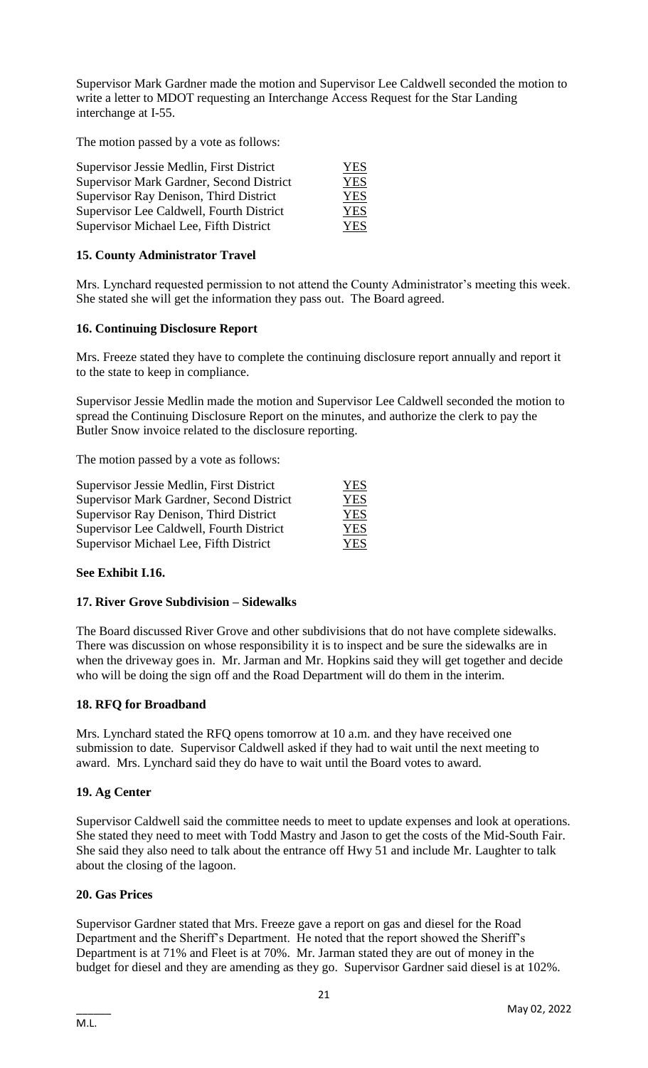Supervisor Mark Gardner made the motion and Supervisor Lee Caldwell seconded the motion to write a letter to MDOT requesting an Interchange Access Request for the Star Landing interchange at I-55.

The motion passed by a vote as follows:

| | |
|---|---|
| Supervisor Jessie Medlin, First District | YES |
| Supervisor Mark Gardner, Second District | YES |
| Supervisor Ray Denison, Third District | YES |
| Supervisor Lee Caldwell, Fourth District | YES |
| Supervisor Michael Lee, Fifth District | YES |

### 15. County Administrator Travel

Mrs. Lynchard requested permission to not attend the County Administrator's meeting this week. She stated she will get the information they pass out. The Board agreed.

### 16. Continuing Disclosure Report

Mrs. Freeze stated they have to complete the continuing disclosure report annually and report it to the state to keep in compliance.

Supervisor Jessie Medlin made the motion and Supervisor Lee Caldwell seconded the motion to spread the Continuing Disclosure Report on the minutes, and authorize the clerk to pay the Butler Snow invoice related to the disclosure reporting.

The motion passed by a vote as follows:

| | |
|---|---|
| Supervisor Jessie Medlin, First District | YES |
| Supervisor Mark Gardner, Second District | YES |
| Supervisor Ray Denison, Third District | YES |
| Supervisor Lee Caldwell, Fourth District | YES |
| Supervisor Michael Lee, Fifth District | YES |

**See Exhibit I.16.**

### 17. River Grove Subdivision – Sidewalks

The Board discussed River Grove and other subdivisions that do not have complete sidewalks. There was discussion on whose responsibility it is to inspect and be sure the sidewalks are in when the driveway goes in. Mr. Jarman and Mr. Hopkins said they will get together and decide who will be doing the sign off and the Road Department will do them in the interim.

### 18. RFQ for Broadband

Mrs. Lynchard stated the RFQ opens tomorrow at 10 a.m. and they have received one submission to date. Supervisor Caldwell asked if they had to wait until the next meeting to award. Mrs. Lynchard said they do have to wait until the Board votes to award.

### 19. Ag Center

Supervisor Caldwell said the committee needs to meet to update expenses and look at operations. She stated they need to meet with Todd Mastry and Jason to get the costs of the Mid-South Fair. She said they also need to talk about the entrance off Hwy 51 and include Mr. Laughter to talk about the closing of the lagoon.

### 20. Gas Prices

Supervisor Gardner stated that Mrs. Freeze gave a report on gas and diesel for the Road Department and the Sheriff's Department. He noted that the report showed the Sheriff's Department is at 71% and Fleet is at 70%. Mr. Jarman stated they are out of money in the budget for diesel and they are amending as they go. Supervisor Gardner said diesel is at 102%.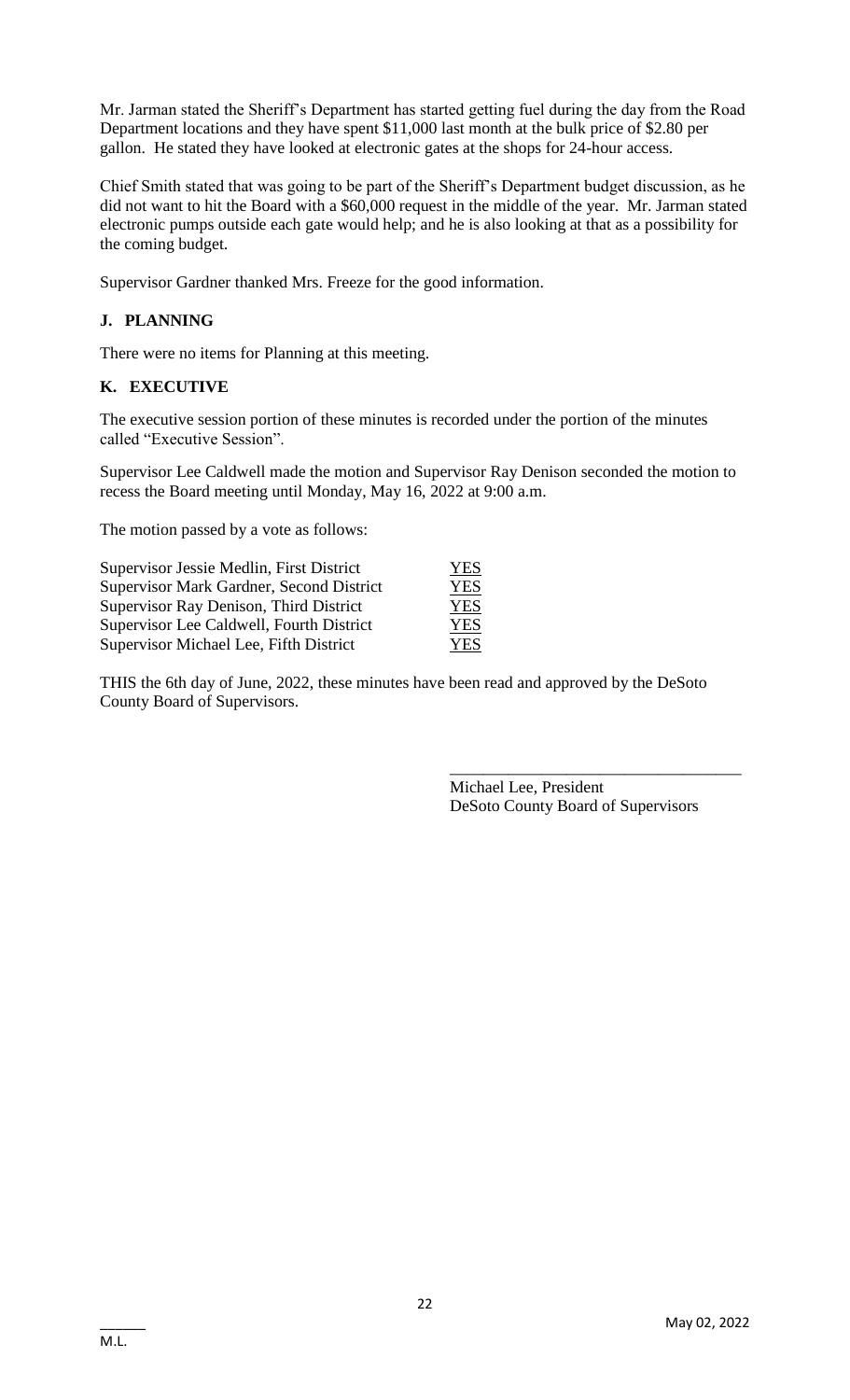Mr. Jarman stated the Sheriff's Department has started getting fuel during the day from the Road Department locations and they have spent $11,000 last month at the bulk price of $2.80 per gallon. He stated they have looked at electronic gates at the shops for 24-hour access.

Chief Smith stated that was going to be part of the Sheriff's Department budget discussion, as he did not want to hit the Board with a $60,000 request in the middle of the year. Mr. Jarman stated electronic pumps outside each gate would help; and he is also looking at that as a possibility for the coming budget.

Supervisor Gardner thanked Mrs. Freeze for the good information.

## J. PLANNING

There were no items for Planning at this meeting.

## K. EXECUTIVE

The executive session portion of these minutes is recorded under the portion of the minutes called "Executive Session".

Supervisor Lee Caldwell made the motion and Supervisor Ray Denison seconded the motion to recess the Board meeting until Monday, May 16, 2022 at 9:00 a.m.

The motion passed by a vote as follows:

| | |
|---|---|
| Supervisor Jessie Medlin, First District | YES |
| Supervisor Mark Gardner, Second District | YES |
| Supervisor Ray Denison, Third District | YES |
| Supervisor Lee Caldwell, Fourth District | YES |
| Supervisor Michael Lee, Fifth District | YES |

THIS the 6th day of June, 2022, these minutes have been read and approved by the DeSoto County Board of Supervisors.

\_\_\_\_\_\_\_\_\_\_\_\_\_\_\_\_\_\_\_\_\_\_\_\_\_\_\_\_\_\_\_\_\_\_\_

Michael Lee, President
DeSoto County Board of Supervisors